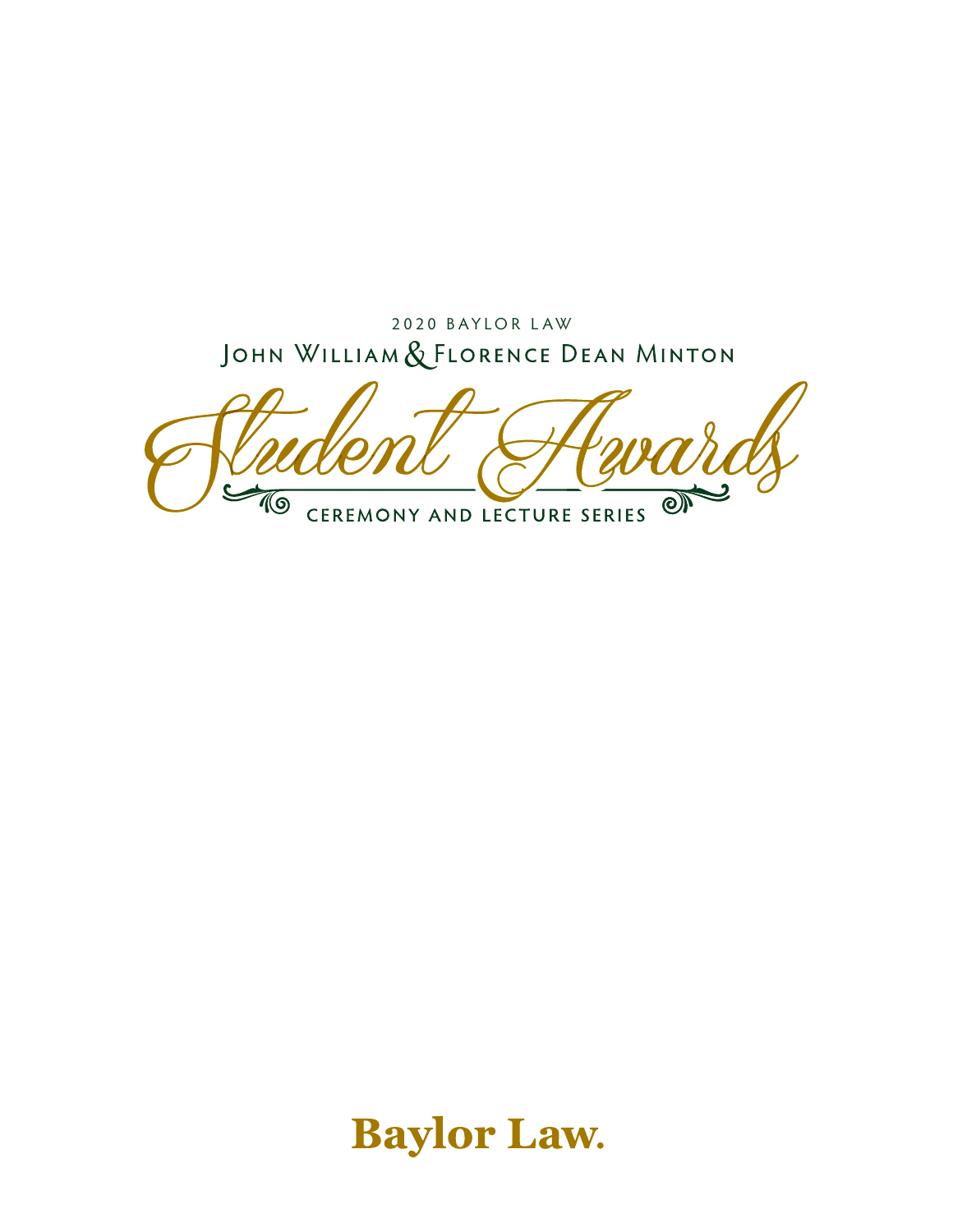2020 BAYLOR LAW

# John William & Florence Dean Minton

# Student Awards

CEREMONY AND LECTURE SERIES

**Baylor Law.**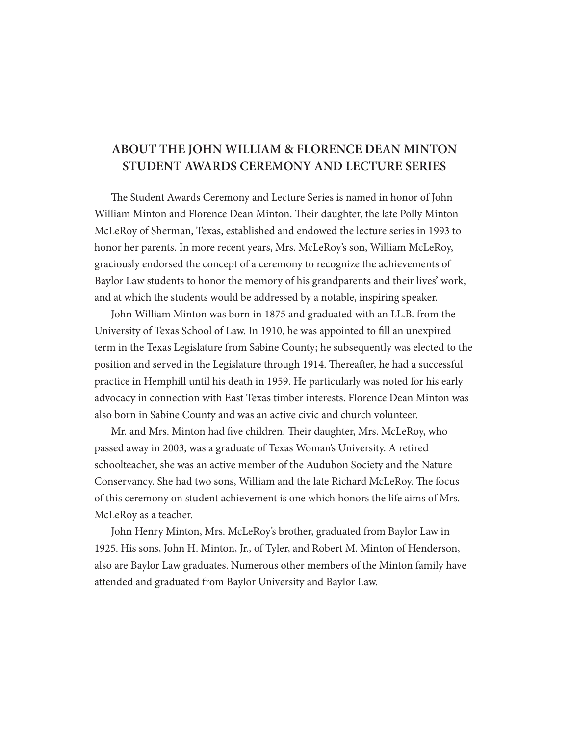## ABOUT THE JOHN WILLIAM & FLORENCE DEAN MINTON STUDENT AWARDS CEREMONY AND LECTURE SERIES

The Student Awards Ceremony and Lecture Series is named in honor of John William Minton and Florence Dean Minton. Their daughter, the late Polly Minton McLeRoy of Sherman, Texas, established and endowed the lecture series in 1993 to honor her parents. In more recent years, Mrs. McLeRoy's son, William McLeRoy, graciously endorsed the concept of a ceremony to recognize the achievements of Baylor Law students to honor the memory of his grandparents and their lives' work, and at which the students would be addressed by a notable, inspiring speaker.

John William Minton was born in 1875 and graduated with an LL.B. from the University of Texas School of Law. In 1910, he was appointed to fill an unexpired term in the Texas Legislature from Sabine County; he subsequently was elected to the position and served in the Legislature through 1914. Thereafter, he had a successful practice in Hemphill until his death in 1959. He particularly was noted for his early advocacy in connection with East Texas timber interests. Florence Dean Minton was also born in Sabine County and was an active civic and church volunteer.

Mr. and Mrs. Minton had five children. Their daughter, Mrs. McLeRoy, who passed away in 2003, was a graduate of Texas Woman's University. A retired schoolteacher, she was an active member of the Audubon Society and the Nature Conservancy. She had two sons, William and the late Richard McLeRoy. The focus of this ceremony on student achievement is one which honors the life aims of Mrs. McLeRoy as a teacher.

John Henry Minton, Mrs. McLeRoy's brother, graduated from Baylor Law in 1925. His sons, John H. Minton, Jr., of Tyler, and Robert M. Minton of Henderson, also are Baylor Law graduates. Numerous other members of the Minton family have attended and graduated from Baylor University and Baylor Law.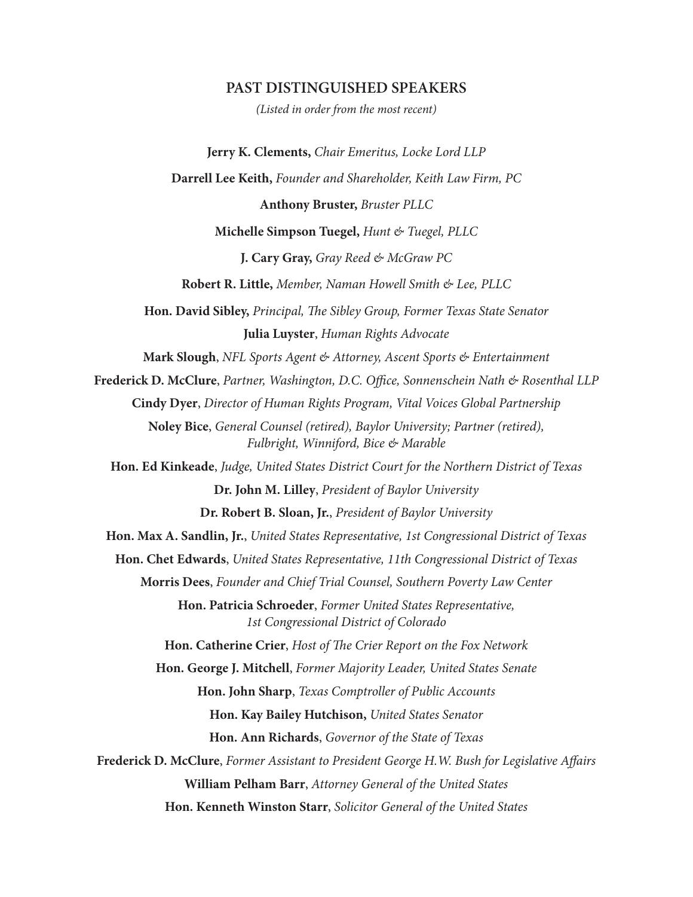## PAST DISTINGUISHED SPEAKERS

*(Listed in order from the most recent)*

**Jerry K. Clements,** *Chair Emeritus, Locke Lord LLP*

**Darrell Lee Keith,** *Founder and Shareholder, Keith Law Firm, PC*

**Anthony Bruster,** *Bruster PLLC*

**Michelle Simpson Tuegel,** *Hunt & Tuegel, PLLC*

**J. Cary Gray,** *Gray Reed & McGraw PC*

**Robert R. Little,** *Member, Naman Howell Smith & Lee, PLLC*

**Hon. David Sibley,** *Principal, The Sibley Group, Former Texas State Senator*

**Julia Luyster**, *Human Rights Advocate*

**Mark Slough**, *NFL Sports Agent & Attorney, Ascent Sports & Entertainment*

**Frederick D. McClure**, *Partner, Washington, D.C. Office, Sonnenschein Nath & Rosenthal LLP*

**Cindy Dyer**, *Director of Human Rights Program, Vital Voices Global Partnership*

**Noley Bice**, *General Counsel (retired), Baylor University; Partner (retired), Fulbright, Winniford, Bice & Marable*

**Hon. Ed Kinkeade**, *Judge, United States District Court for the Northern District of Texas*

**Dr. John M. Lilley**, *President of Baylor University*

**Dr. Robert B. Sloan, Jr.**, *President of Baylor University*

**Hon. Max A. Sandlin, Jr.**, *United States Representative, 1st Congressional District of Texas*

**Hon. Chet Edwards**, *United States Representative, 11th Congressional District of Texas*

**Morris Dees**, *Founder and Chief Trial Counsel, Southern Poverty Law Center*

**Hon. Patricia Schroeder**, *Former United States Representative, 1st Congressional District of Colorado*

**Hon. Catherine Crier**, *Host of The Crier Report on the Fox Network*

**Hon. George J. Mitchell**, *Former Majority Leader, United States Senate*

**Hon. John Sharp**, *Texas Comptroller of Public Accounts*

**Hon. Kay Bailey Hutchison,** *United States Senator*

**Hon. Ann Richards**, *Governor of the State of Texas*

**Frederick D. McClure**, *Former Assistant to President George H.W. Bush for Legislative Affairs*

**William Pelham Barr**, *Attorney General of the United States*

**Hon. Kenneth Winston Starr**, *Solicitor General of the United States*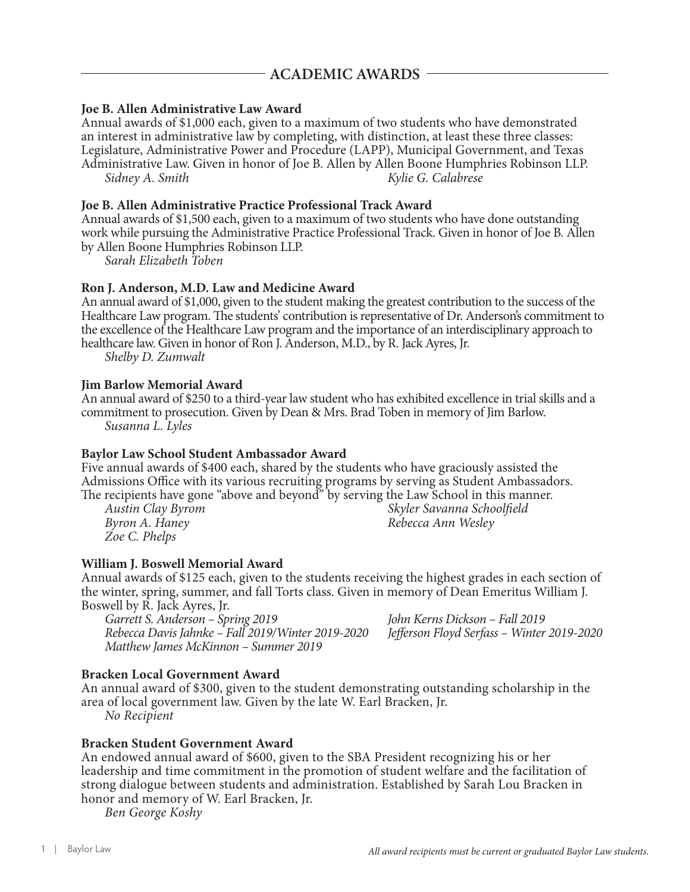## ACADEMIC AWARDS

**Joe B. Allen Administrative Law Award**
Annual awards of $1,000 each, given to a maximum of two students who have demonstrated an interest in administrative law by completing, with distinction, at least these three classes: Legislature, Administrative Power and Procedure (LAPP), Municipal Government, and Texas Administrative Law. Given in honor of Joe B. Allen by Allen Boone Humphries Robinson LLP.

*Sidney A. Smith*
*Kylie G. Calabrese*

**Joe B. Allen Administrative Practice Professional Track Award**
Annual awards of $1,500 each, given to a maximum of two students who have done outstanding work while pursuing the Administrative Practice Professional Track. Given in honor of Joe B. Allen by Allen Boone Humphries Robinson LLP.

*Sarah Elizabeth Toben*

**Ron J. Anderson, M.D. Law and Medicine Award**
An annual award of $1,000, given to the student making the greatest contribution to the success of the Healthcare Law program. The students' contribution is representative of Dr. Anderson's commitment to the excellence of the Healthcare Law program and the importance of an interdisciplinary approach to healthcare law. Given in honor of Ron J. Anderson, M.D., by R. Jack Ayres, Jr.

*Shelby D. Zumwalt*

**Jim Barlow Memorial Award**
An annual award of $250 to a third-year law student who has exhibited excellence in trial skills and a commitment to prosecution. Given by Dean & Mrs. Brad Toben in memory of Jim Barlow.

*Susanna L. Lyles*

**Baylor Law School Student Ambassador Award**
Five annual awards of $400 each, shared by the students who have graciously assisted the Admissions Office with its various recruiting programs by serving as Student Ambassadors. The recipients have gone "above and beyond" by serving the Law School in this manner.

*Austin Clay Byrom*
*Byron A. Haney*
*Zoe C. Phelps*
*Skyler Savanna Schoolfield*
*Rebecca Ann Wesley*

**William J. Boswell Memorial Award**
Annual awards of $125 each, given to the students receiving the highest grades in each section of the winter, spring, summer, and fall Torts class. Given in memory of Dean Emeritus William J. Boswell by R. Jack Ayres, Jr.

*Garrett S. Anderson – Spring 2019*
*Rebecca Davis Jahnke – Fall 2019/Winter 2019-2020*
*Matthew James McKinnon – Summer 2019*
*John Kerns Dickson – Fall 2019*
*Jefferson Floyd Serfass – Winter 2019-2020*

**Bracken Local Government Award**
An annual award of $300, given to the student demonstrating outstanding scholarship in the area of local government law. Given by the late W. Earl Bracken, Jr.

*No Recipient*

**Bracken Student Government Award**
An endowed annual award of $600, given to the SBA President recognizing his or her leadership and time commitment in the promotion of student welfare and the facilitation of strong dialogue between students and administration. Established by Sarah Lou Bracken in honor and memory of W. Earl Bracken, Jr.

*Ben George Koshy*

*All award recipients must be current or graduated Baylor Law students.*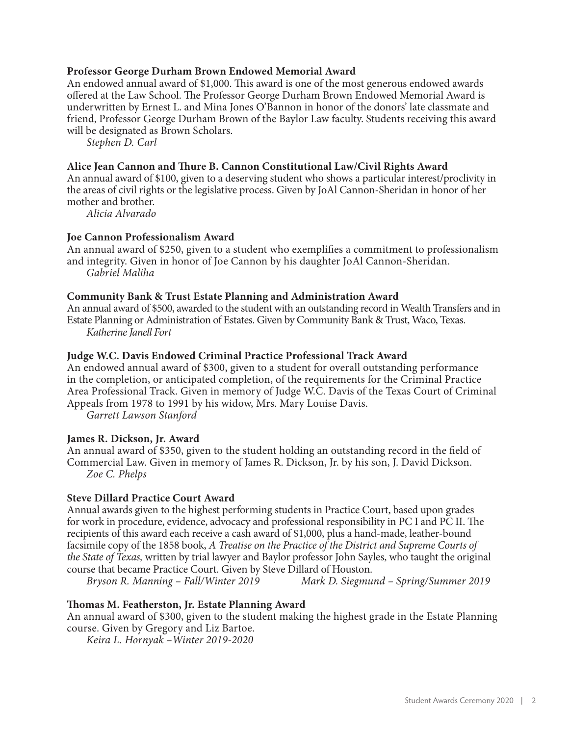**Professor George Durham Brown Endowed Memorial Award**

An endowed annual award of $1,000. This award is one of the most generous endowed awards offered at the Law School. The Professor George Durham Brown Endowed Memorial Award is underwritten by Ernest L. and Mina Jones O'Bannon in honor of the donors' late classmate and friend, Professor George Durham Brown of the Baylor Law faculty. Students receiving this award will be designated as Brown Scholars.

*Stephen D. Carl*

**Alice Jean Cannon and Thure B. Cannon Constitutional Law/Civil Rights Award**

An annual award of $100, given to a deserving student who shows a particular interest/proclivity in the areas of civil rights or the legislative process. Given by JoAl Cannon-Sheridan in honor of her mother and brother.

*Alicia Alvarado*

**Joe Cannon Professionalism Award**

An annual award of $250, given to a student who exemplifies a commitment to professionalism and integrity. Given in honor of Joe Cannon by his daughter JoAl Cannon-Sheridan.

*Gabriel Maliha*

**Community Bank & Trust Estate Planning and Administration Award**

An annual award of $500, awarded to the student with an outstanding record in Wealth Transfers and in Estate Planning or Administration of Estates. Given by Community Bank & Trust, Waco, Texas.

*Katherine Janell Fort*

**Judge W.C. Davis Endowed Criminal Practice Professional Track Award**

An endowed annual award of $300, given to a student for overall outstanding performance in the completion, or anticipated completion, of the requirements for the Criminal Practice Area Professional Track. Given in memory of Judge W.C. Davis of the Texas Court of Criminal Appeals from 1978 to 1991 by his widow, Mrs. Mary Louise Davis.

*Garrett Lawson Stanford*

**James R. Dickson, Jr. Award**

An annual award of $350, given to the student holding an outstanding record in the field of Commercial Law. Given in memory of James R. Dickson, Jr. by his son, J. David Dickson.

*Zoe C. Phelps*

**Steve Dillard Practice Court Award**

Annual awards given to the highest performing students in Practice Court, based upon grades for work in procedure, evidence, advocacy and professional responsibility in PC I and PC II. The recipients of this award each receive a cash award of $1,000, plus a hand-made, leather-bound facsimile copy of the 1858 book, *A Treatise on the Practice of the District and Supreme Courts of the State of Texas,* written by trial lawyer and Baylor professor John Sayles, who taught the original course that became Practice Court. Given by Steve Dillard of Houston.

*Bryson R. Manning – Fall/Winter 2019*

*Mark D. Siegmund – Spring/Summer 2019*

**Thomas M. Featherston, Jr. Estate Planning Award**

An annual award of $300, given to the student making the highest grade in the Estate Planning course. Given by Gregory and Liz Bartoe.

*Keira L. Hornyak –Winter 2019-2020*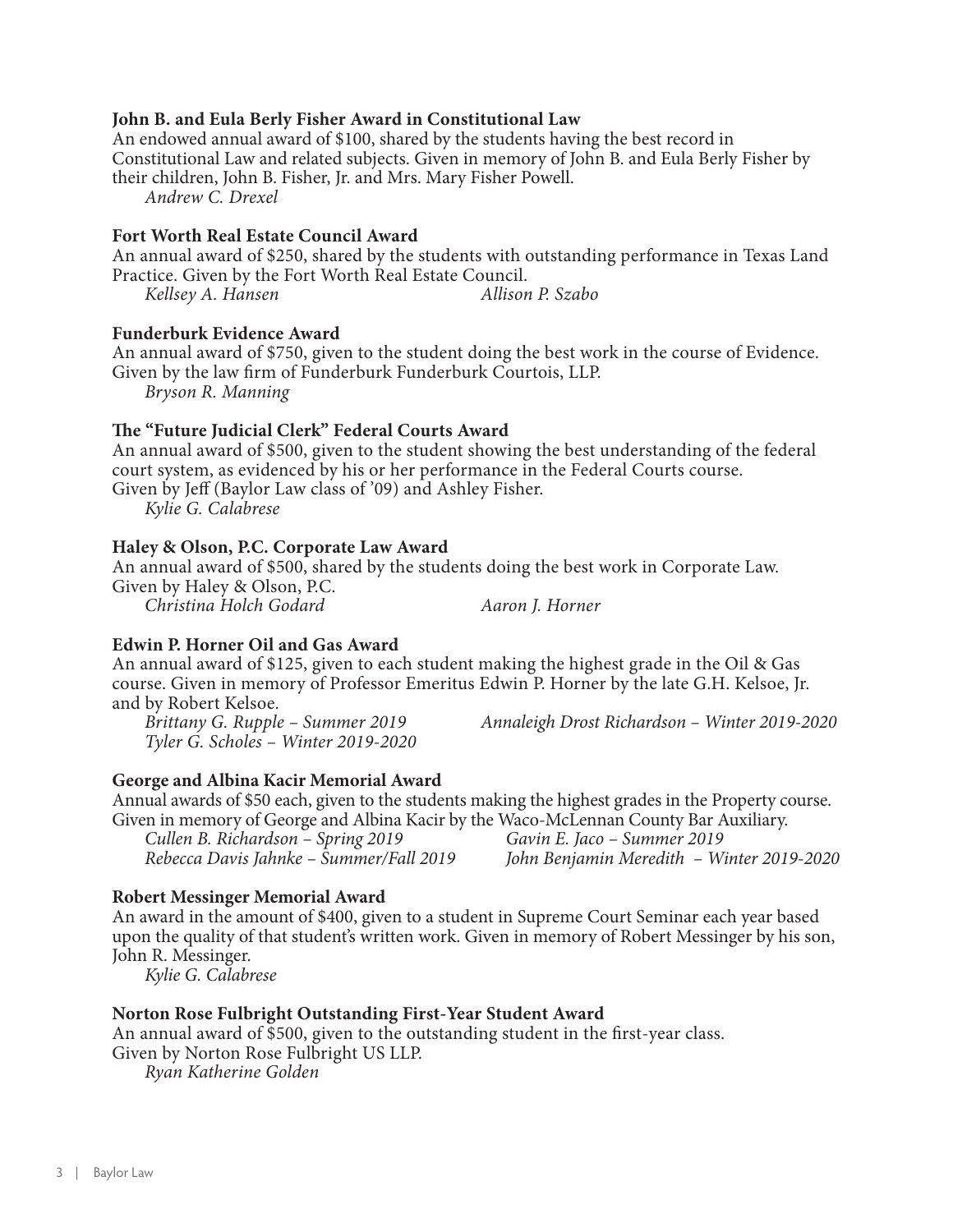**John B. and Eula Berly Fisher Award in Constitutional Law**
An endowed annual award of $100, shared by the students having the best record in Constitutional Law and related subjects. Given in memory of John B. and Eula Berly Fisher by their children, John B. Fisher, Jr. and Mrs. Mary Fisher Powell.
*Andrew C. Drexel*

**Fort Worth Real Estate Council Award**
An annual award of $250, shared by the students with outstanding performance in Texas Land Practice. Given by the Fort Worth Real Estate Council.
*Kellsey A. Hansen*
*Allison P. Szabo*

**Funderburk Evidence Award**
An annual award of $750, given to the student doing the best work in the course of Evidence. Given by the law firm of Funderburk Funderburk Courtois, LLP.
*Bryson R. Manning*

**The "Future Judicial Clerk" Federal Courts Award**
An annual award of $500, given to the student showing the best understanding of the federal court system, as evidenced by his or her performance in the Federal Courts course. Given by Jeff (Baylor Law class of '09) and Ashley Fisher.
*Kylie G. Calabrese*

**Haley & Olson, P.C. Corporate Law Award**
An annual award of $500, shared by the students doing the best work in Corporate Law. Given by Haley & Olson, P.C.
*Christina Holch Godard*
*Aaron J. Horner*

**Edwin P. Horner Oil and Gas Award**
An annual award of $125, given to each student making the highest grade in the Oil & Gas course. Given in memory of Professor Emeritus Edwin P. Horner by the late G.H. Kelsoe, Jr. and by Robert Kelsoe.
*Brittany G. Rupple – Summer 2019*
*Annaleigh Drost Richardson – Winter 2019-2020*
*Tyler G. Scholes – Winter 2019-2020*

**George and Albina Kacir Memorial Award**
Annual awards of $50 each, given to the students making the highest grades in the Property course. Given in memory of George and Albina Kacir by the Waco-McLennan County Bar Auxiliary.
*Cullen B. Richardson – Spring 2019*
*Gavin E. Jaco – Summer 2019*
*Rebecca Davis Jahnke – Summer/Fall 2019*
*John Benjamin Meredith – Winter 2019-2020*

**Robert Messinger Memorial Award**
An award in the amount of $400, given to a student in Supreme Court Seminar each year based upon the quality of that student's written work. Given in memory of Robert Messinger by his son, John R. Messinger.
*Kylie G. Calabrese*

**Norton Rose Fulbright Outstanding First-Year Student Award**
An annual award of $500, given to the outstanding student in the first-year class. Given by Norton Rose Fulbright US LLP.
*Ryan Katherine Golden*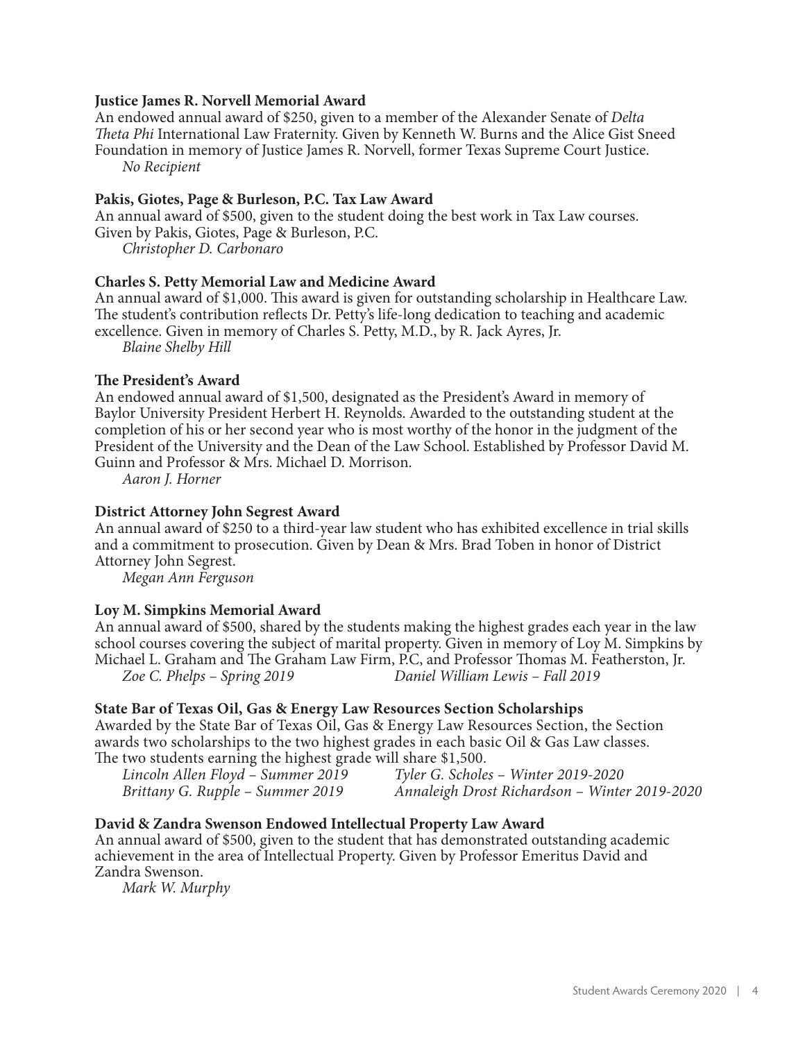**Justice James R. Norvell Memorial Award**
An endowed annual award of $250, given to a member of the Alexander Senate of *Delta Theta Phi* International Law Fraternity. Given by Kenneth W. Burns and the Alice Gist Sneed Foundation in memory of Justice James R. Norvell, former Texas Supreme Court Justice.
*No Recipient*

**Pakis, Giotes, Page & Burleson, P.C. Tax Law Award**
An annual award of $500, given to the student doing the best work in Tax Law courses. Given by Pakis, Giotes, Page & Burleson, P.C.
*Christopher D. Carbonaro*

**Charles S. Petty Memorial Law and Medicine Award**
An annual award of $1,000. This award is given for outstanding scholarship in Healthcare Law. The student's contribution reflects Dr. Petty's life-long dedication to teaching and academic excellence. Given in memory of Charles S. Petty, M.D., by R. Jack Ayres, Jr.
*Blaine Shelby Hill*

**The President's Award**
An endowed annual award of $1,500, designated as the President's Award in memory of Baylor University President Herbert H. Reynolds. Awarded to the outstanding student at the completion of his or her second year who is most worthy of the honor in the judgment of the President of the University and the Dean of the Law School. Established by Professor David M. Guinn and Professor & Mrs. Michael D. Morrison.
*Aaron J. Horner*

**District Attorney John Segrest Award**
An annual award of $250 to a third-year law student who has exhibited excellence in trial skills and a commitment to prosecution. Given by Dean & Mrs. Brad Toben in honor of District Attorney John Segrest.
*Megan Ann Ferguson*

**Loy M. Simpkins Memorial Award**
An annual award of $500, shared by the students making the highest grades each year in the law school courses covering the subject of marital property. Given in memory of Loy M. Simpkins by Michael L. Graham and The Graham Law Firm, P.C, and Professor Thomas M. Featherston, Jr.
*Zoe C. Phelps – Spring 2019*
*Daniel William Lewis – Fall 2019*

**State Bar of Texas Oil, Gas & Energy Law Resources Section Scholarships**
Awarded by the State Bar of Texas Oil, Gas & Energy Law Resources Section, the Section awards two scholarships to the two highest grades in each basic Oil & Gas Law classes. The two students earning the highest grade will share $1,500.
*Lincoln Allen Floyd – Summer 2019*
*Brittany G. Rupple – Summer 2019*
*Tyler G. Scholes – Winter 2019-2020*
*Annaleigh Drost Richardson – Winter 2019-2020*

**David & Zandra Swenson Endowed Intellectual Property Law Award**
An annual award of $500, given to the student that has demonstrated outstanding academic achievement in the area of Intellectual Property. Given by Professor Emeritus David and Zandra Swenson.
*Mark W. Murphy*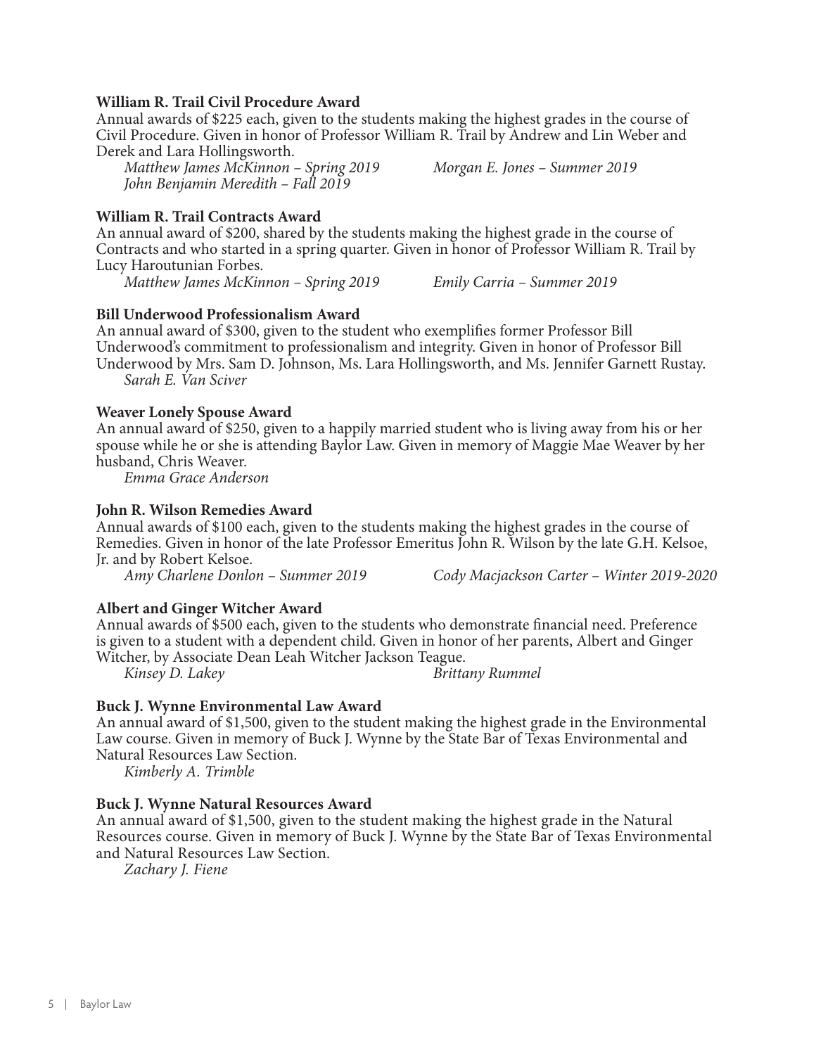**William R. Trail Civil Procedure Award**
Annual awards of $225 each, given to the students making the highest grades in the course of Civil Procedure. Given in honor of Professor William R. Trail by Andrew and Lin Weber and Derek and Lara Hollingsworth.

*Matthew James McKinnon – Spring 2019*
*Morgan E. Jones – Summer 2019*
*John Benjamin Meredith – Fall 2019*

**William R. Trail Contracts Award**
An annual award of $200, shared by the students making the highest grade in the course of Contracts and who started in a spring quarter. Given in honor of Professor William R. Trail by Lucy Haroutunian Forbes.

*Matthew James McKinnon – Spring 2019*
*Emily Carria – Summer 2019*

**Bill Underwood Professionalism Award**
An annual award of $300, given to the student who exemplifies former Professor Bill Underwood's commitment to professionalism and integrity. Given in honor of Professor Bill Underwood by Mrs. Sam D. Johnson, Ms. Lara Hollingsworth, and Ms. Jennifer Garnett Rustay.

*Sarah E. Van Sciver*

**Weaver Lonely Spouse Award**
An annual award of $250, given to a happily married student who is living away from his or her spouse while he or she is attending Baylor Law. Given in memory of Maggie Mae Weaver by her husband, Chris Weaver.

*Emma Grace Anderson*

**John R. Wilson Remedies Award**
Annual awards of $100 each, given to the students making the highest grades in the course of Remedies. Given in honor of the late Professor Emeritus John R. Wilson by the late G.H. Kelsoe, Jr. and by Robert Kelsoe.

*Amy Charlene Donlon – Summer 2019*
*Cody Macjackson Carter – Winter 2019-2020*

**Albert and Ginger Witcher Award**
Annual awards of $500 each, given to the students who demonstrate financial need. Preference is given to a student with a dependent child. Given in honor of her parents, Albert and Ginger Witcher, by Associate Dean Leah Witcher Jackson Teague.

*Kinsey D. Lakey*
*Brittany Rummel*

**Buck J. Wynne Environmental Law Award**
An annual award of $1,500, given to the student making the highest grade in the Environmental Law course. Given in memory of Buck J. Wynne by the State Bar of Texas Environmental and Natural Resources Law Section.

*Kimberly A. Trimble*

**Buck J. Wynne Natural Resources Award**
An annual award of $1,500, given to the student making the highest grade in the Natural Resources course. Given in memory of Buck J. Wynne by the State Bar of Texas Environmental and Natural Resources Law Section.

*Zachary J. Fiene*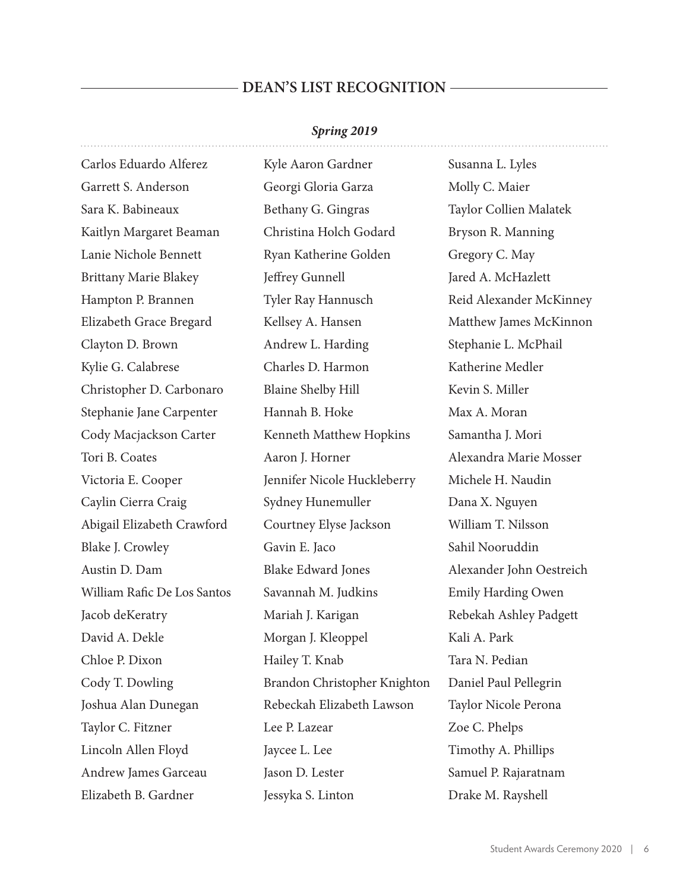## DEAN'S LIST RECOGNITION

### *Spring 2019*

Carlos Eduardo Alferez
Garrett S. Anderson
Sara K. Babineaux
Kaitlyn Margaret Beaman
Lanie Nichole Bennett
Brittany Marie Blakey
Hampton P. Brannen
Elizabeth Grace Bregard
Clayton D. Brown
Kylie G. Calabrese
Christopher D. Carbonaro
Stephanie Jane Carpenter
Cody Macjackson Carter
Tori B. Coates
Victoria E. Cooper
Caylin Cierra Craig
Abigail Elizabeth Crawford
Blake J. Crowley
Austin D. Dam
William Rafic De Los Santos
Jacob deKeratry
David A. Dekle
Chloe P. Dixon
Cody T. Dowling
Joshua Alan Dunegan
Taylor C. Fitzner
Lincoln Allen Floyd
Andrew James Garceau
Elizabeth B. Gardner
Kyle Aaron Gardner
Georgi Gloria Garza
Bethany G. Gingras
Christina Holch Godard
Ryan Katherine Golden
Jeffrey Gunnell
Tyler Ray Hannusch
Kellsey A. Hansen
Andrew L. Harding
Charles D. Harmon
Blaine Shelby Hill
Hannah B. Hoke
Kenneth Matthew Hopkins
Aaron J. Horner
Jennifer Nicole Huckleberry
Sydney Hunemuller
Courtney Elyse Jackson
Gavin E. Jaco
Blake Edward Jones
Savannah M. Judkins
Mariah J. Karigan
Morgan J. Kleoppel
Hailey T. Knab
Brandon Christopher Knighton
Rebeckah Elizabeth Lawson
Lee P. Lazear
Jaycee L. Lee
Jason D. Lester
Jessyka S. Linton
Susanna L. Lyles
Molly C. Maier
Taylor Collien Malatek
Bryson R. Manning
Gregory C. May
Jared A. McHazlett
Reid Alexander McKinney
Matthew James McKinnon
Stephanie L. McPhail
Katherine Medler
Kevin S. Miller
Max A. Moran
Samantha J. Mori
Alexandra Marie Mosser
Michele H. Naudin
Dana X. Nguyen
William T. Nilsson
Sahil Nooruddin
Alexander John Oestreich
Emily Harding Owen
Rebekah Ashley Padgett
Kali A. Park
Tara N. Pedian
Daniel Paul Pellegrin
Taylor Nicole Perona
Zoe C. Phelps
Timothy A. Phillips
Samuel P. Rajaratnam
Drake M. Rayshell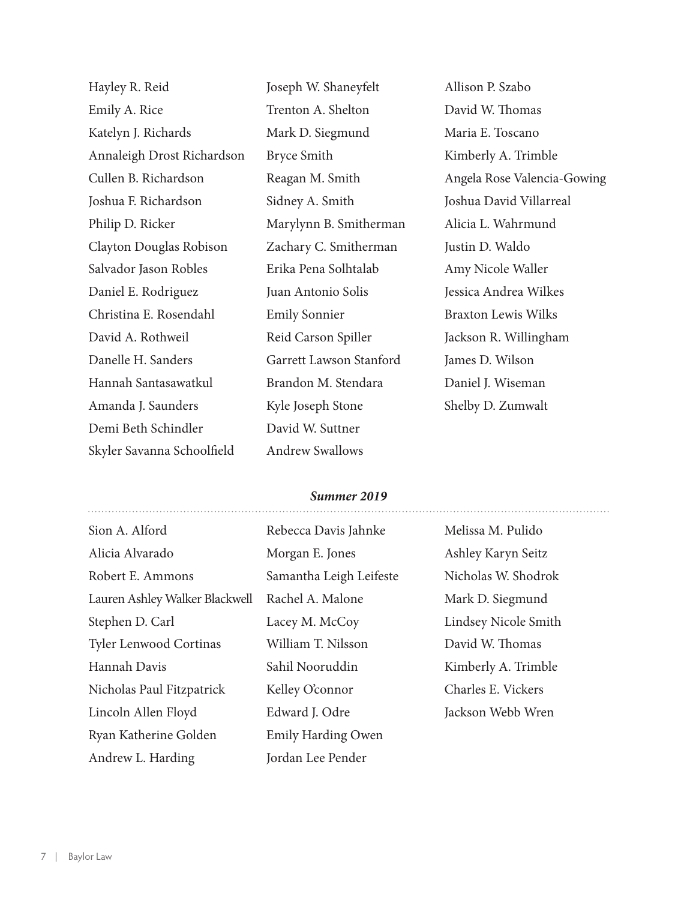Hayley R. Reid
Emily A. Rice
Katelyn J. Richards
Annaleigh Drost Richardson
Cullen B. Richardson
Joshua F. Richardson
Philip D. Ricker
Clayton Douglas Robison
Salvador Jason Robles
Daniel E. Rodriguez
Christina E. Rosendahl
David A. Rothweil
Danelle H. Sanders
Hannah Santasawatkul
Amanda J. Saunders
Demi Beth Schindler
Skyler Savanna Schoolfield
Joseph W. Shaneyfelt
Trenton A. Shelton
Mark D. Siegmund
Bryce Smith
Reagan M. Smith
Sidney A. Smith
Marylynn B. Smitherman
Zachary C. Smitherman
Erika Pena Solhtalab
Juan Antonio Solis
Emily Sonnier
Reid Carson Spiller
Garrett Lawson Stanford
Brandon M. Stendara
Kyle Joseph Stone
David W. Suttner
Andrew Swallows
Allison P. Szabo
David W. Thomas
Maria E. Toscano
Kimberly A. Trimble
Angela Rose Valencia-Gowing
Joshua David Villarreal
Alicia L. Wahrmund
Justin D. Waldo
Amy Nicole Waller
Jessica Andrea Wilkes
Braxton Lewis Wilks
Jackson R. Willingham
James D. Wilson
Daniel J. Wiseman
Shelby D. Zumwalt

### *Summer 2019*

Sion A. Alford
Alicia Alvarado
Robert E. Ammons
Lauren Ashley Walker Blackwell
Stephen D. Carl
Tyler Lenwood Cortinas
Hannah Davis
Nicholas Paul Fitzpatrick
Lincoln Allen Floyd
Ryan Katherine Golden
Andrew L. Harding
Rebecca Davis Jahnke
Morgan E. Jones
Samantha Leigh Leifeste
Rachel A. Malone
Lacey M. McCoy
William T. Nilsson
Sahil Nooruddin
Kelley O'connor
Edward J. Odre
Emily Harding Owen
Jordan Lee Pender
Melissa M. Pulido
Ashley Karyn Seitz
Nicholas W. Shodrok
Mark D. Siegmund
Lindsey Nicole Smith
David W. Thomas
Kimberly A. Trimble
Charles E. Vickers
Jackson Webb Wren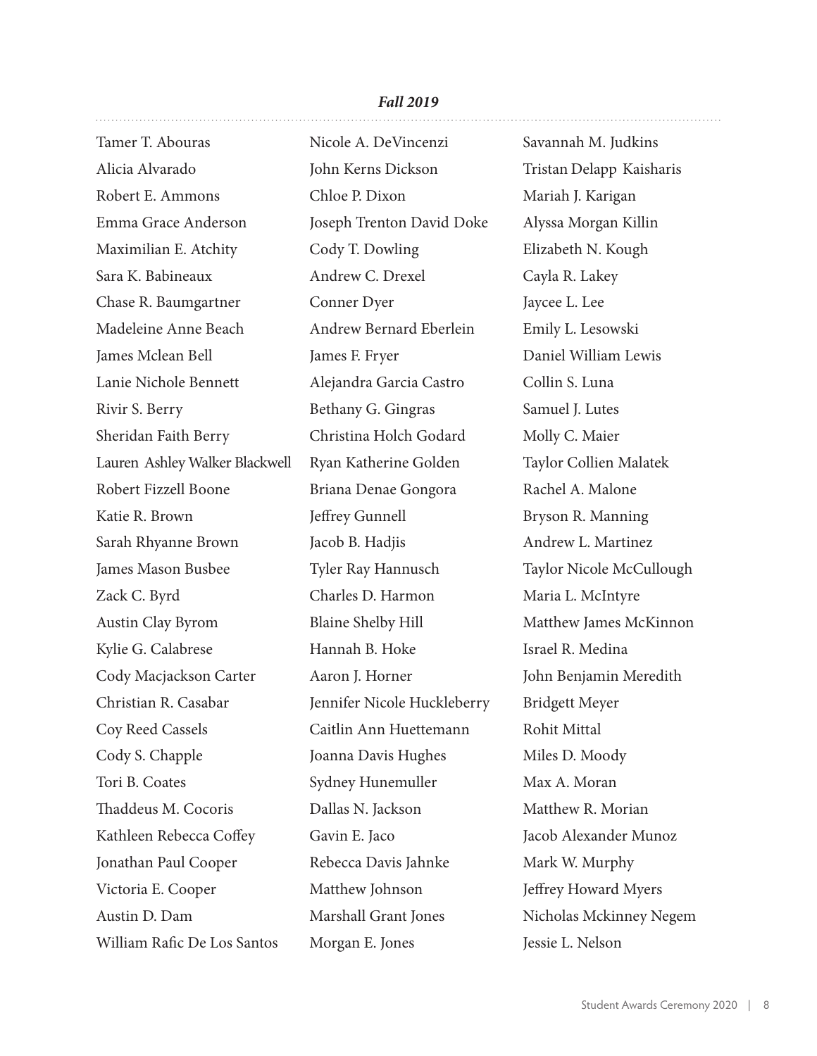***Fall 2019***

Tamer T. Abouras
Alicia Alvarado
Robert E. Ammons
Emma Grace Anderson
Maximilian E. Atchity
Sara K. Babineaux
Chase R. Baumgartner
Madeleine Anne Beach
James Mclean Bell
Lanie Nichole Bennett
Rivir S. Berry
Sheridan Faith Berry
Lauren Ashley Walker Blackwell
Robert Fizzell Boone
Katie R. Brown
Sarah Rhyanne Brown
James Mason Busbee
Zack C. Byrd
Austin Clay Byrom
Kylie G. Calabrese
Cody Macjackson Carter
Christian R. Casabar
Coy Reed Cassels
Cody S. Chapple
Tori B. Coates
Thaddeus M. Cocoris
Kathleen Rebecca Coffey
Jonathan Paul Cooper
Victoria E. Cooper
Austin D. Dam
William Rafic De Los Santos
Nicole A. DeVincenzi
John Kerns Dickson
Chloe P. Dixon
Joseph Trenton David Doke
Cody T. Dowling
Andrew C. Drexel
Conner Dyer
Andrew Bernard Eberlein
James F. Fryer
Alejandra Garcia Castro
Bethany G. Gingras
Christina Holch Godard
Ryan Katherine Golden
Briana Denae Gongora
Jeffrey Gunnell
Jacob B. Hadjis
Tyler Ray Hannusch
Charles D. Harmon
Blaine Shelby Hill
Hannah B. Hoke
Aaron J. Horner
Jennifer Nicole Huckleberry
Caitlin Ann Huettemann
Joanna Davis Hughes
Sydney Hunemuller
Dallas N. Jackson
Gavin E. Jaco
Rebecca Davis Jahnke
Matthew Johnson
Marshall Grant Jones
Morgan E. Jones
Savannah M. Judkins
Tristan Delapp Kaisharis
Mariah J. Karigan
Alyssa Morgan Killin
Elizabeth N. Kough
Cayla R. Lakey
Jaycee L. Lee
Emily L. Lesowski
Daniel William Lewis
Collin S. Luna
Samuel J. Lutes
Molly C. Maier
Taylor Collien Malatek
Rachel A. Malone
Bryson R. Manning
Andrew L. Martinez
Taylor Nicole McCullough
Maria L. McIntyre
Matthew James McKinnon
Israel R. Medina
John Benjamin Meredith
Bridgett Meyer
Rohit Mittal
Miles D. Moody
Max A. Moran
Matthew R. Morian
Jacob Alexander Munoz
Mark W. Murphy
Jeffrey Howard Myers
Nicholas Mckinney Negem
Jessie L. Nelson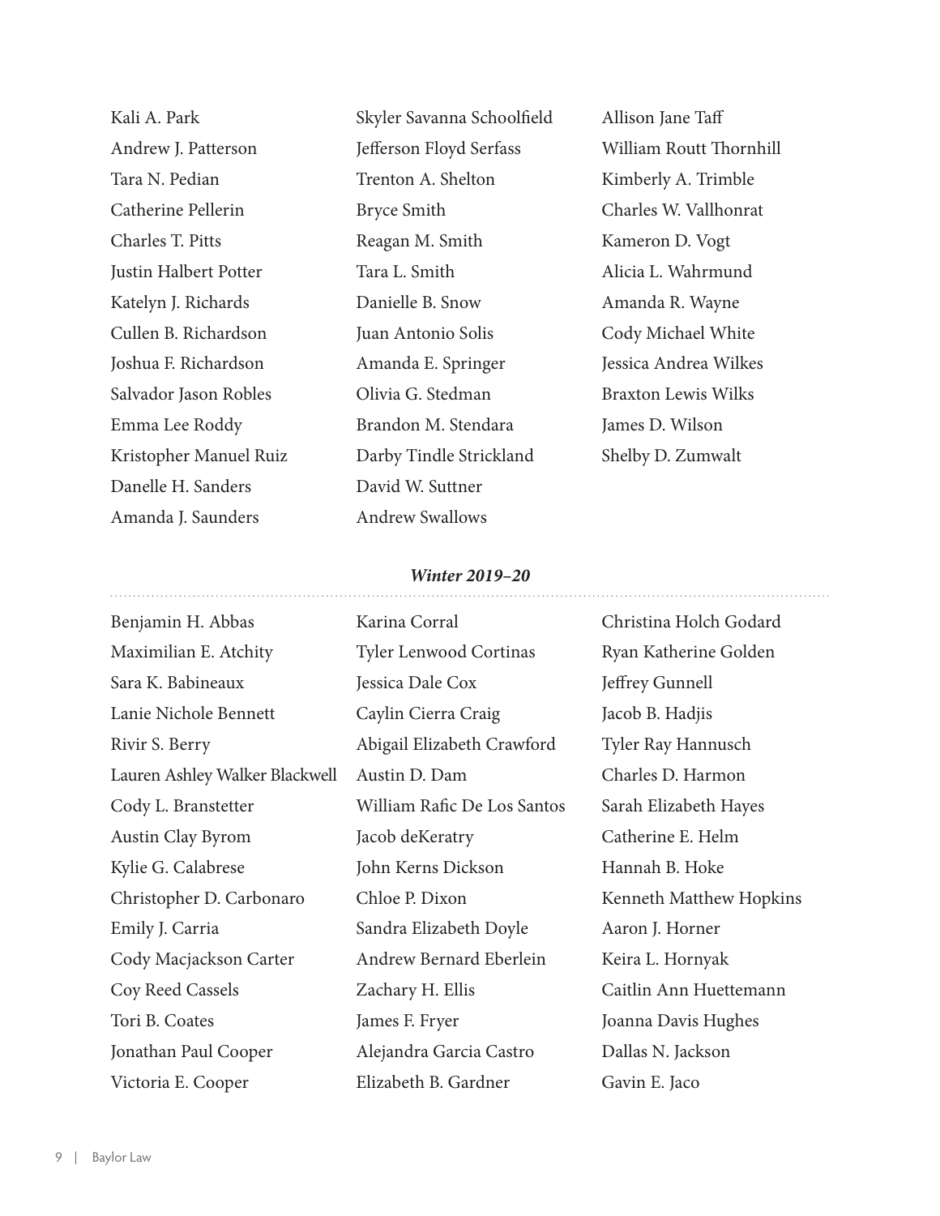Kali A. Park
Andrew J. Patterson
Tara N. Pedian
Catherine Pellerin
Charles T. Pitts
Justin Halbert Potter
Katelyn J. Richards
Cullen B. Richardson
Joshua F. Richardson
Salvador Jason Robles
Emma Lee Roddy
Kristopher Manuel Ruiz
Danelle H. Sanders
Amanda J. Saunders
Skyler Savanna Schoolfield
Jefferson Floyd Serfass
Trenton A. Shelton
Bryce Smith
Reagan M. Smith
Tara L. Smith
Danielle B. Snow
Juan Antonio Solis
Amanda E. Springer
Olivia G. Stedman
Brandon M. Stendara
Darby Tindle Strickland
David W. Suttner
Andrew Swallows
Allison Jane Taff
William Routt Thornhill
Kimberly A. Trimble
Charles W. Vallhonrat
Kameron D. Vogt
Alicia L. Wahrmund
Amanda R. Wayne
Cody Michael White
Jessica Andrea Wilkes
Braxton Lewis Wilks
James D. Wilson
Shelby D. Zumwalt

### *Winter 2019–20*

Benjamin H. Abbas
Maximilian E. Atchity
Sara K. Babineaux
Lanie Nichole Bennett
Rivir S. Berry
Lauren Ashley Walker Blackwell
Cody L. Branstetter
Austin Clay Byrom
Kylie G. Calabrese
Christopher D. Carbonaro
Emily J. Carria
Cody Macjackson Carter
Coy Reed Cassels
Tori B. Coates
Jonathan Paul Cooper
Victoria E. Cooper
Karina Corral
Tyler Lenwood Cortinas
Jessica Dale Cox
Caylin Cierra Craig
Abigail Elizabeth Crawford
Austin D. Dam
William Rafic De Los Santos
Jacob deKeratry
John Kerns Dickson
Chloe P. Dixon
Sandra Elizabeth Doyle
Andrew Bernard Eberlein
Zachary H. Ellis
James F. Fryer
Alejandra Garcia Castro
Elizabeth B. Gardner
Christina Holch Godard
Ryan Katherine Golden
Jeffrey Gunnell
Jacob B. Hadjis
Tyler Ray Hannusch
Charles D. Harmon
Sarah Elizabeth Hayes
Catherine E. Helm
Hannah B. Hoke
Kenneth Matthew Hopkins
Aaron J. Horner
Keira L. Hornyak
Caitlin Ann Huettemann
Joanna Davis Hughes
Dallas N. Jackson
Gavin E. Jaco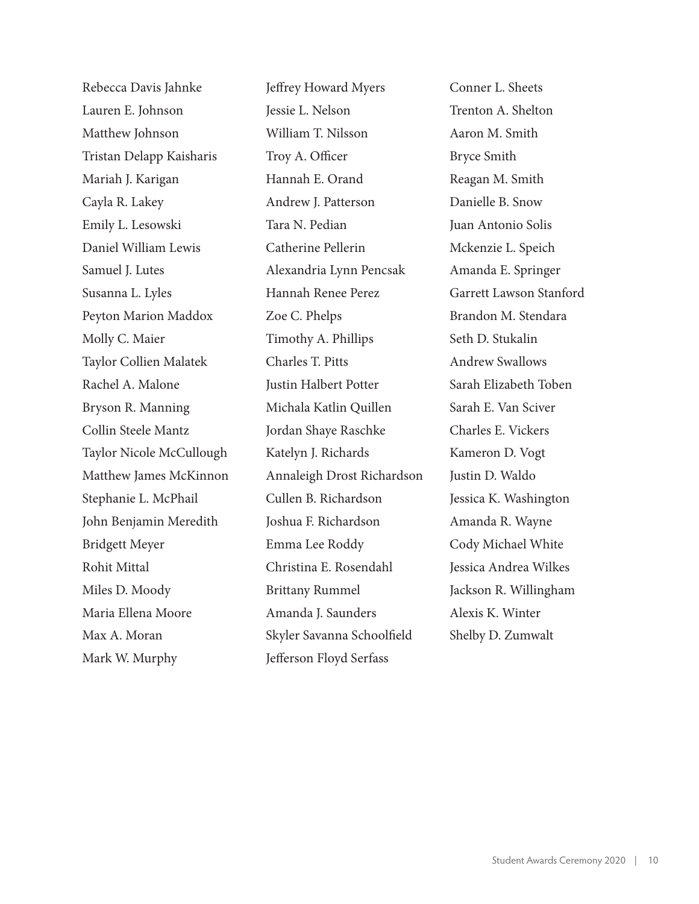Rebecca Davis Jahnke
Lauren E. Johnson
Matthew Johnson
Tristan Delapp Kaisharis
Mariah J. Karigan
Cayla R. Lakey
Emily L. Lesowski
Daniel William Lewis
Samuel J. Lutes
Susanna L. Lyles
Peyton Marion Maddox
Molly C. Maier
Taylor Collien Malatek
Rachel A. Malone
Bryson R. Manning
Collin Steele Mantz
Taylor Nicole McCullough
Matthew James McKinnon
Stephanie L. McPhail
John Benjamin Meredith
Bridgett Meyer
Rohit Mittal
Miles D. Moody
Maria Ellena Moore
Max A. Moran
Mark W. Murphy
Jeffrey Howard Myers
Jessie L. Nelson
William T. Nilsson
Troy A. Officer
Hannah E. Orand
Andrew J. Patterson
Tara N. Pedian
Catherine Pellerin
Alexandria Lynn Pencsak
Hannah Renee Perez
Zoe C. Phelps
Timothy A. Phillips
Charles T. Pitts
Justin Halbert Potter
Michala Katlin Quillen
Jordan Shaye Raschke
Katelyn J. Richards
Annaleigh Drost Richardson
Cullen B. Richardson
Joshua F. Richardson
Emma Lee Roddy
Christina E. Rosendahl
Brittany Rummel
Amanda J. Saunders
Skyler Savanna Schoolfield
Jefferson Floyd Serfass
Conner L. Sheets
Trenton A. Shelton
Aaron M. Smith
Bryce Smith
Reagan M. Smith
Danielle B. Snow
Juan Antonio Solis
Mckenzie L. Speich
Amanda E. Springer
Garrett Lawson Stanford
Brandon M. Stendara
Seth D. Stukalin
Andrew Swallows
Sarah Elizabeth Toben
Sarah E. Van Sciver
Charles E. Vickers
Kameron D. Vogt
Justin D. Waldo
Jessica K. Washington
Amanda R. Wayne
Cody Michael White
Jessica Andrea Wilkes
Jackson R. Willingham
Alexis K. Winter
Shelby D. Zumwalt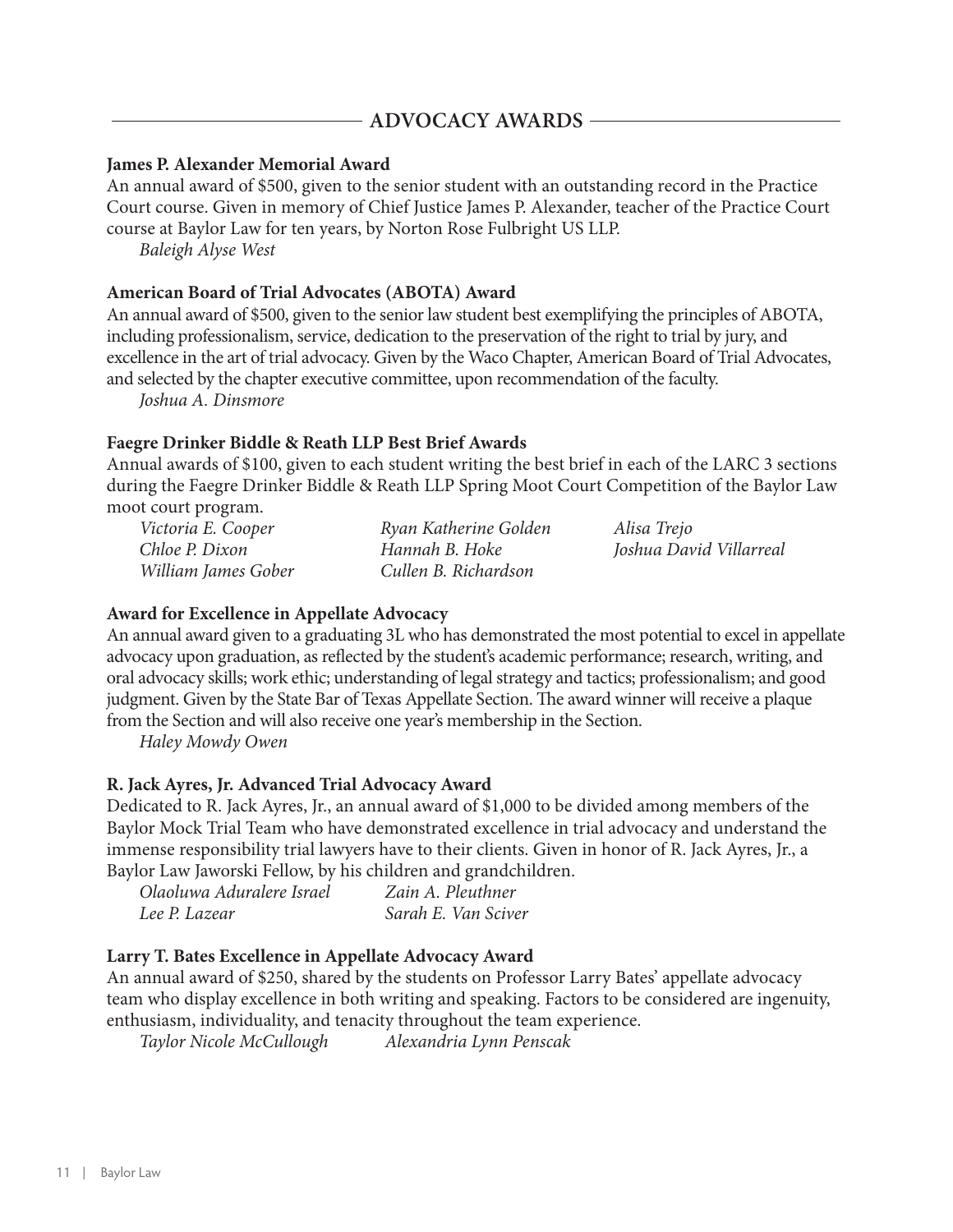## ADVOCACY AWARDS

**James P. Alexander Memorial Award**
An annual award of $500, given to the senior student with an outstanding record in the Practice Court course. Given in memory of Chief Justice James P. Alexander, teacher of the Practice Court course at Baylor Law for ten years, by Norton Rose Fulbright US LLP.

*Baleigh Alyse West*

**American Board of Trial Advocates (ABOTA) Award**
An annual award of $500, given to the senior law student best exemplifying the principles of ABOTA, including professionalism, service, dedication to the preservation of the right to trial by jury, and excellence in the art of trial advocacy. Given by the Waco Chapter, American Board of Trial Advocates, and selected by the chapter executive committee, upon recommendation of the faculty.

*Joshua A. Dinsmore*

**Faegre Drinker Biddle & Reath LLP Best Brief Awards**
Annual awards of $100, given to each student writing the best brief in each of the LARC 3 sections during the Faegre Drinker Biddle & Reath LLP Spring Moot Court Competition of the Baylor Law moot court program.

*Victoria E. Cooper*
*Chloe P. Dixon*
*William James Gober*
*Ryan Katherine Golden*
*Hannah B. Hoke*
*Cullen B. Richardson*
*Alisa Trejo*
*Joshua David Villarreal*

**Award for Excellence in Appellate Advocacy**
An annual award given to a graduating 3L who has demonstrated the most potential to excel in appellate advocacy upon graduation, as reflected by the student's academic performance; research, writing, and oral advocacy skills; work ethic; understanding of legal strategy and tactics; professionalism; and good judgment. Given by the State Bar of Texas Appellate Section. The award winner will receive a plaque from the Section and will also receive one year's membership in the Section.

*Haley Mowdy Owen*

**R. Jack Ayres, Jr. Advanced Trial Advocacy Award**
Dedicated to R. Jack Ayres, Jr., an annual award of $1,000 to be divided among members of the Baylor Mock Trial Team who have demonstrated excellence in trial advocacy and understand the immense responsibility trial lawyers have to their clients. Given in honor of R. Jack Ayres, Jr., a Baylor Law Jaworski Fellow, by his children and grandchildren.

*Olaoluwa Aduralere Israel*
*Lee P. Lazear*
*Zain A. Pleuthner*
*Sarah E. Van Sciver*

**Larry T. Bates Excellence in Appellate Advocacy Award**
An annual award of $250, shared by the students on Professor Larry Bates' appellate advocacy team who display excellence in both writing and speaking. Factors to be considered are ingenuity, enthusiasm, individuality, and tenacity throughout the team experience.

*Taylor Nicole McCullough*
*Alexandria Lynn Penscak*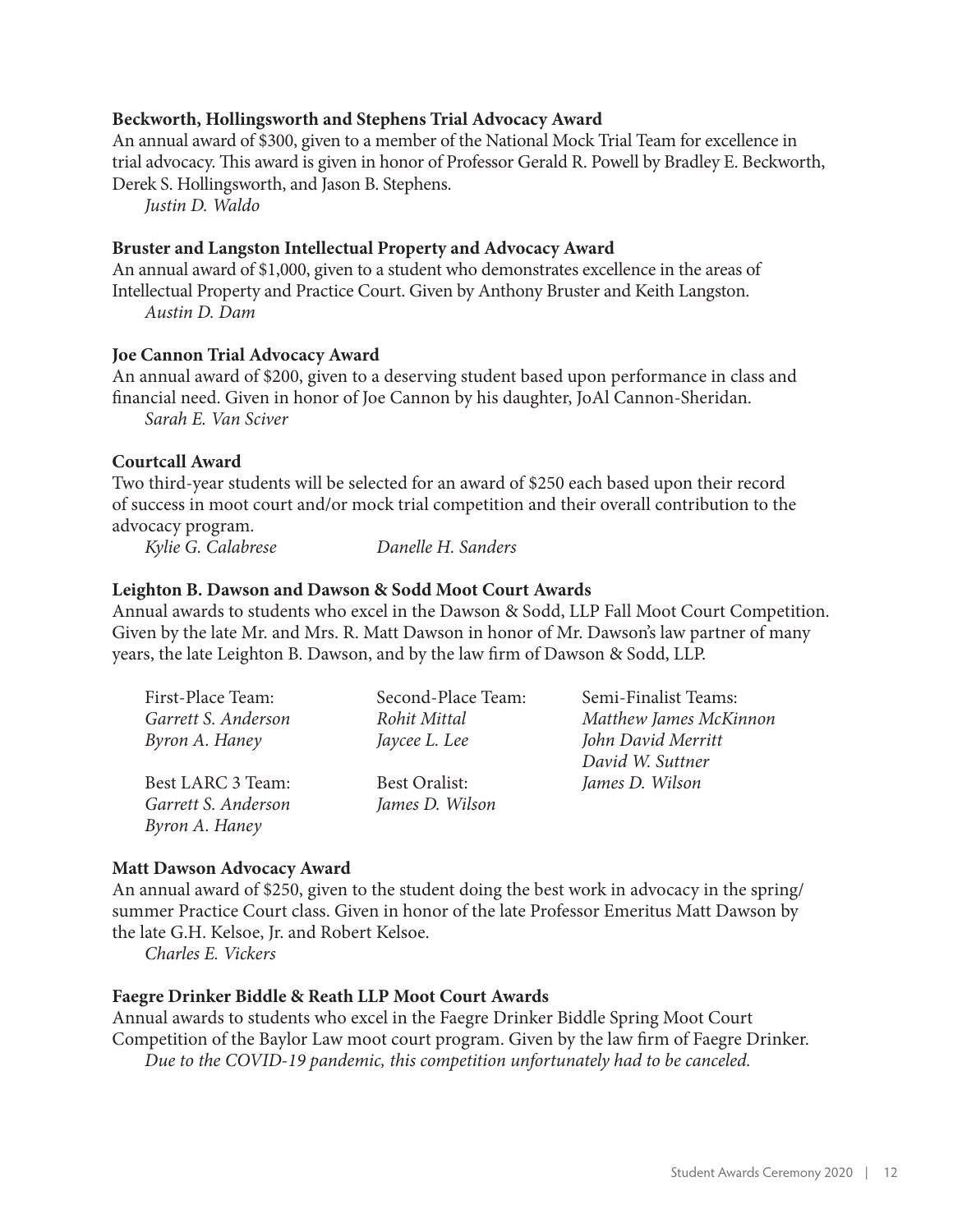**Beckworth, Hollingsworth and Stephens Trial Advocacy Award**

An annual award of $300, given to a member of the National Mock Trial Team for excellence in trial advocacy. This award is given in honor of Professor Gerald R. Powell by Bradley E. Beckworth, Derek S. Hollingsworth, and Jason B. Stephens.

*Justin D. Waldo*

**Bruster and Langston Intellectual Property and Advocacy Award**

An annual award of $1,000, given to a student who demonstrates excellence in the areas of Intellectual Property and Practice Court. Given by Anthony Bruster and Keith Langston.

*Austin D. Dam*

**Joe Cannon Trial Advocacy Award**

An annual award of $200, given to a deserving student based upon performance in class and financial need. Given in honor of Joe Cannon by his daughter, JoAl Cannon-Sheridan.

*Sarah E. Van Sciver*

**Courtcall Award**

Two third-year students will be selected for an award of $250 each based upon their record of success in moot court and/or mock trial competition and their overall contribution to the advocacy program.

*Kylie G. Calabrese*
*Danelle H. Sanders*

**Leighton B. Dawson and Dawson & Sodd Moot Court Awards**

Annual awards to students who excel in the Dawson & Sodd, LLP Fall Moot Court Competition. Given by the late Mr. and Mrs. R. Matt Dawson in honor of Mr. Dawson's law partner of many years, the late Leighton B. Dawson, and by the law firm of Dawson & Sodd, LLP.

First-Place Team:
*Garrett S. Anderson*
*Byron A. Haney*

Best LARC 3 Team:
*Garrett S. Anderson*
*Byron A. Haney*

Second-Place Team:
*Rohit Mittal*
*Jaycee L. Lee*

Best Oralist:
*James D. Wilson*

Semi-Finalist Teams:
*Matthew James McKinnon*
*John David Merritt*
*David W. Suttner*
*James D. Wilson*

**Matt Dawson Advocacy Award**

An annual award of $250, given to the student doing the best work in advocacy in the spring/summer Practice Court class. Given in honor of the late Professor Emeritus Matt Dawson by the late G.H. Kelsoe, Jr. and Robert Kelsoe.

*Charles E. Vickers*

**Faegre Drinker Biddle & Reath LLP Moot Court Awards**

Annual awards to students who excel in the Faegre Drinker Biddle Spring Moot Court Competition of the Baylor Law moot court program. Given by the law firm of Faegre Drinker.

*Due to the COVID-19 pandemic, this competition unfortunately had to be canceled.*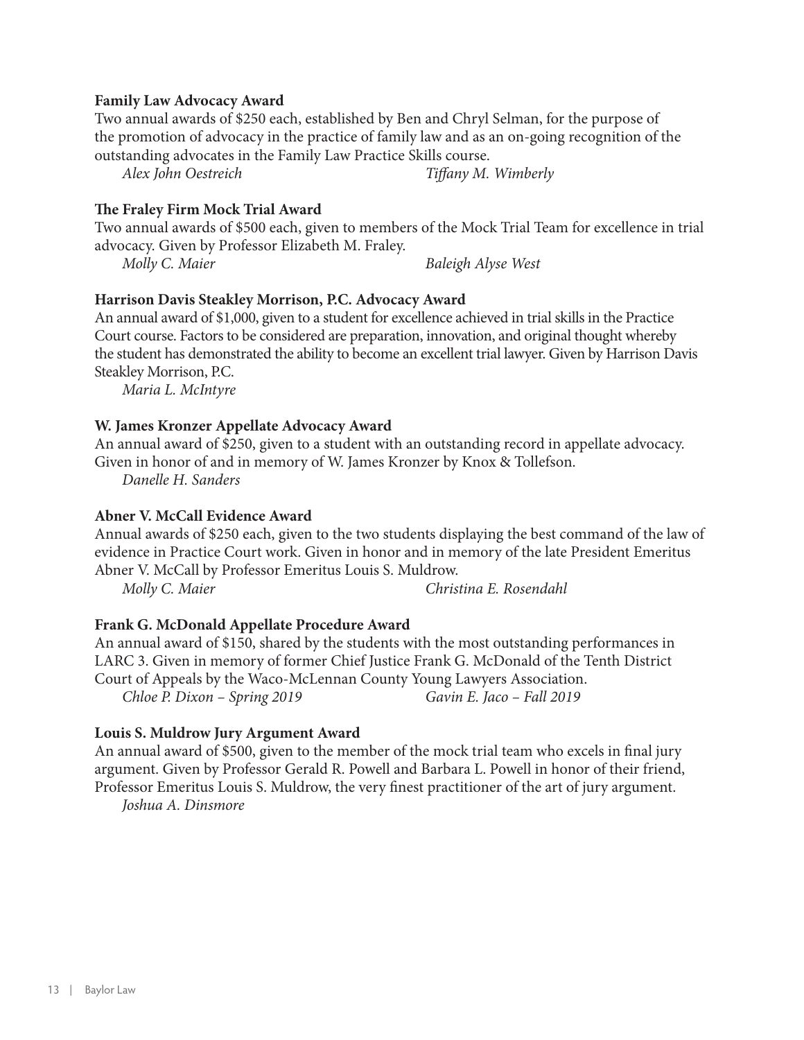**Family Law Advocacy Award**
Two annual awards of $250 each, established by Ben and Chryl Selman, for the purpose of the promotion of advocacy in the practice of family law and as an on-going recognition of the outstanding advocates in the Family Law Practice Skills course.

*Alex John Oestreich* | *Tiffany M. Wimberly*

**The Fraley Firm Mock Trial Award**
Two annual awards of $500 each, given to members of the Mock Trial Team for excellence in trial advocacy. Given by Professor Elizabeth M. Fraley.

*Molly C. Maier* | *Baleigh Alyse West*

**Harrison Davis Steakley Morrison, P.C. Advocacy Award**
An annual award of $1,000, given to a student for excellence achieved in trial skills in the Practice Court course. Factors to be considered are preparation, innovation, and original thought whereby the student has demonstrated the ability to become an excellent trial lawyer. Given by Harrison Davis Steakley Morrison, P.C.

*Maria L. McIntyre*

**W. James Kronzer Appellate Advocacy Award**
An annual award of $250, given to a student with an outstanding record in appellate advocacy. Given in honor of and in memory of W. James Kronzer by Knox & Tollefson.

*Danelle H. Sanders*

**Abner V. McCall Evidence Award**
Annual awards of $250 each, given to the two students displaying the best command of the law of evidence in Practice Court work. Given in honor and in memory of the late President Emeritus Abner V. McCall by Professor Emeritus Louis S. Muldrow.

*Molly C. Maier* | *Christina E. Rosendahl*

**Frank G. McDonald Appellate Procedure Award**
An annual award of $150, shared by the students with the most outstanding performances in LARC 3. Given in memory of former Chief Justice Frank G. McDonald of the Tenth District Court of Appeals by the Waco-McLennan County Young Lawyers Association.

*Chloe P. Dixon – Spring 2019* | *Gavin E. Jaco – Fall 2019*

**Louis S. Muldrow Jury Argument Award**
An annual award of $500, given to the member of the mock trial team who excels in final jury argument. Given by Professor Gerald R. Powell and Barbara L. Powell in honor of their friend, Professor Emeritus Louis S. Muldrow, the very finest practitioner of the art of jury argument.

*Joshua A. Dinsmore*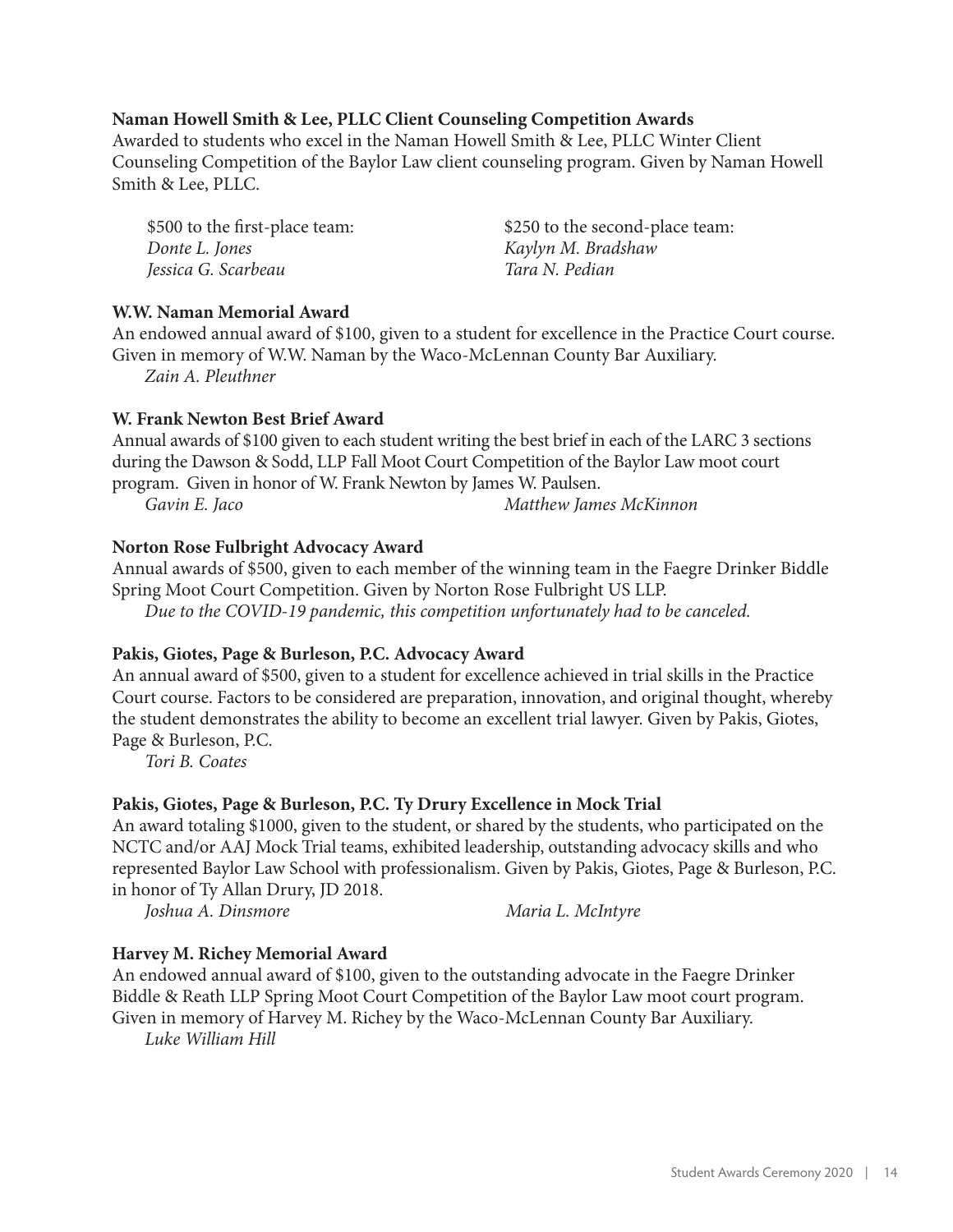**Naman Howell Smith & Lee, PLLC Client Counseling Competition Awards**
Awarded to students who excel in the Naman Howell Smith & Lee, PLLC Winter Client Counseling Competition of the Baylor Law client counseling program. Given by Naman Howell Smith & Lee, PLLC.

$500 to the first-place team:
*Donte L. Jones*
*Jessica G. Scarbeau*

$250 to the second-place team:
*Kaylyn M. Bradshaw*
*Tara N. Pedian*

**W.W. Naman Memorial Award**
An endowed annual award of $100, given to a student for excellence in the Practice Court course. Given in memory of W.W. Naman by the Waco-McLennan County Bar Auxiliary.
*Zain A. Pleuthner*

**W. Frank Newton Best Brief Award**
Annual awards of $100 given to each student writing the best brief in each of the LARC 3 sections during the Dawson & Sodd, LLP Fall Moot Court Competition of the Baylor Law moot court program. Given in honor of W. Frank Newton by James W. Paulsen.
*Gavin E. Jaco*
*Matthew James McKinnon*

**Norton Rose Fulbright Advocacy Award**
Annual awards of $500, given to each member of the winning team in the Faegre Drinker Biddle Spring Moot Court Competition. Given by Norton Rose Fulbright US LLP.
*Due to the COVID-19 pandemic, this competition unfortunately had to be canceled.*

**Pakis, Giotes, Page & Burleson, P.C. Advocacy Award**
An annual award of $500, given to a student for excellence achieved in trial skills in the Practice Court course. Factors to be considered are preparation, innovation, and original thought, whereby the student demonstrates the ability to become an excellent trial lawyer. Given by Pakis, Giotes, Page & Burleson, P.C.
*Tori B. Coates*

**Pakis, Giotes, Page & Burleson, P.C. Ty Drury Excellence in Mock Trial**
An award totaling $1000, given to the student, or shared by the students, who participated on the NCTC and/or AAJ Mock Trial teams, exhibited leadership, outstanding advocacy skills and who represented Baylor Law School with professionalism. Given by Pakis, Giotes, Page & Burleson, P.C. in honor of Ty Allan Drury, JD 2018.
*Joshua A. Dinsmore*
*Maria L. McIntyre*

**Harvey M. Richey Memorial Award**
An endowed annual award of $100, given to the outstanding advocate in the Faegre Drinker Biddle & Reath LLP Spring Moot Court Competition of the Baylor Law moot court program. Given in memory of Harvey M. Richey by the Waco-McLennan County Bar Auxiliary.
*Luke William Hill*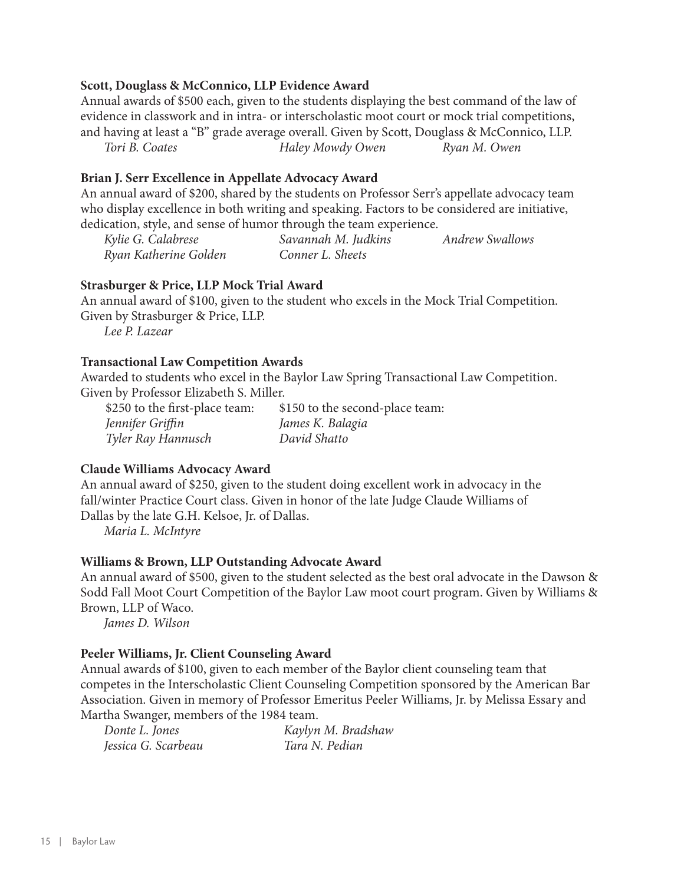**Scott, Douglass & McConnico, LLP Evidence Award**

Annual awards of $500 each, given to the students displaying the best command of the law of evidence in classwork and in intra- or interscholastic moot court or mock trial competitions, and having at least a "B" grade average overall. Given by Scott, Douglass & McConnico, LLP.

*Tori B. Coates*
*Haley Mowdy Owen*
*Ryan M. Owen*

**Brian J. Serr Excellence in Appellate Advocacy Award**

An annual award of $200, shared by the students on Professor Serr's appellate advocacy team who display excellence in both writing and speaking. Factors to be considered are initiative, dedication, style, and sense of humor through the team experience.

*Kylie G. Calabrese*
*Ryan Katherine Golden*
*Savannah M. Judkins*
*Conner L. Sheets*
*Andrew Swallows*

**Strasburger & Price, LLP Mock Trial Award**

An annual award of $100, given to the student who excels in the Mock Trial Competition. Given by Strasburger & Price, LLP.

*Lee P. Lazear*

**Transactional Law Competition Awards**

Awarded to students who excel in the Baylor Law Spring Transactional Law Competition. Given by Professor Elizabeth S. Miller.

$250 to the first-place team:
*Jennifer Griffin*
*Tyler Ray Hannusch*

$150 to the second-place team:
*James K. Balagia*
*David Shatto*

**Claude Williams Advocacy Award**

An annual award of $250, given to the student doing excellent work in advocacy in the fall/winter Practice Court class. Given in honor of the late Judge Claude Williams of Dallas by the late G.H. Kelsoe, Jr. of Dallas.

*Maria L. McIntyre*

**Williams & Brown, LLP Outstanding Advocate Award**

An annual award of $500, given to the student selected as the best oral advocate in the Dawson & Sodd Fall Moot Court Competition of the Baylor Law moot court program. Given by Williams & Brown, LLP of Waco.

*James D. Wilson*

**Peeler Williams, Jr. Client Counseling Award**

Annual awards of $100, given to each member of the Baylor client counseling team that competes in the Interscholastic Client Counseling Competition sponsored by the American Bar Association. Given in memory of Professor Emeritus Peeler Williams, Jr. by Melissa Essary and Martha Swanger, members of the 1984 team.

*Donte L. Jones*
*Jessica G. Scarbeau*
*Kaylyn M. Bradshaw*
*Tara N. Pedian*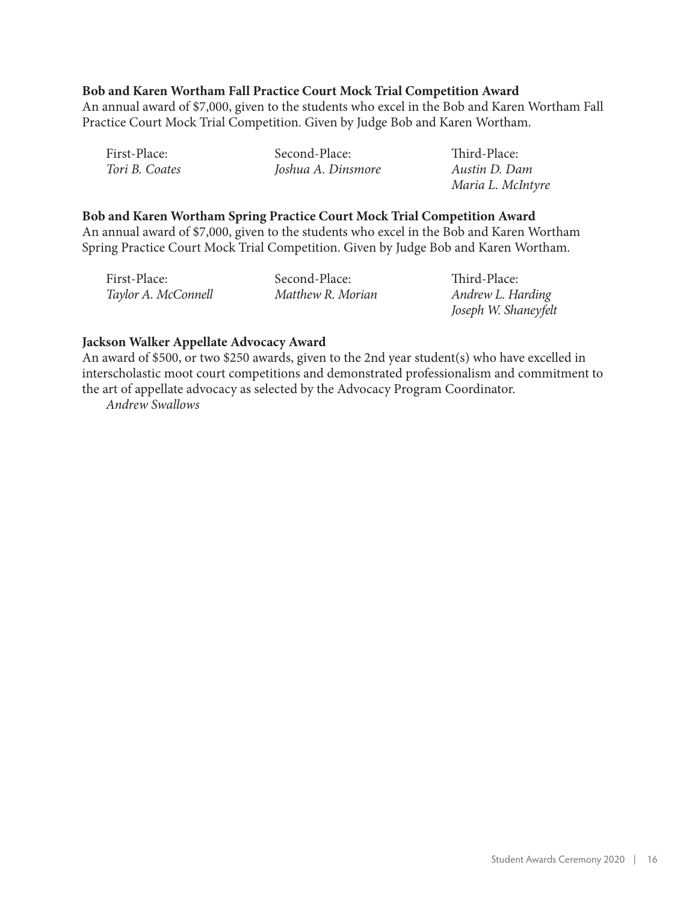**Bob and Karen Wortham Fall Practice Court Mock Trial Competition Award**
An annual award of $7,000, given to the students who excel in the Bob and Karen Wortham Fall Practice Court Mock Trial Competition. Given by Judge Bob and Karen Wortham.

| First-Place: | Second-Place: | Third-Place: |
|---|---|---|
| *Tori B. Coates* | *Joshua A. Dinsmore* | *Austin D. Dam* |
| | | *Maria L. McIntyre* |

**Bob and Karen Wortham Spring Practice Court Mock Trial Competition Award**
An annual award of $7,000, given to the students who excel in the Bob and Karen Wortham Spring Practice Court Mock Trial Competition. Given by Judge Bob and Karen Wortham.

| First-Place: | Second-Place: | Third-Place: |
|---|---|---|
| *Taylor A. McConnell* | *Matthew R. Morian* | *Andrew L. Harding* |
| | | *Joseph W. Shaneyfelt* |

**Jackson Walker Appellate Advocacy Award**
An award of $500, or two $250 awards, given to the 2nd year student(s) who have excelled in interscholastic moot court competitions and demonstrated professionalism and commitment to the art of appellate advocacy as selected by the Advocacy Program Coordinator.

*Andrew Swallows*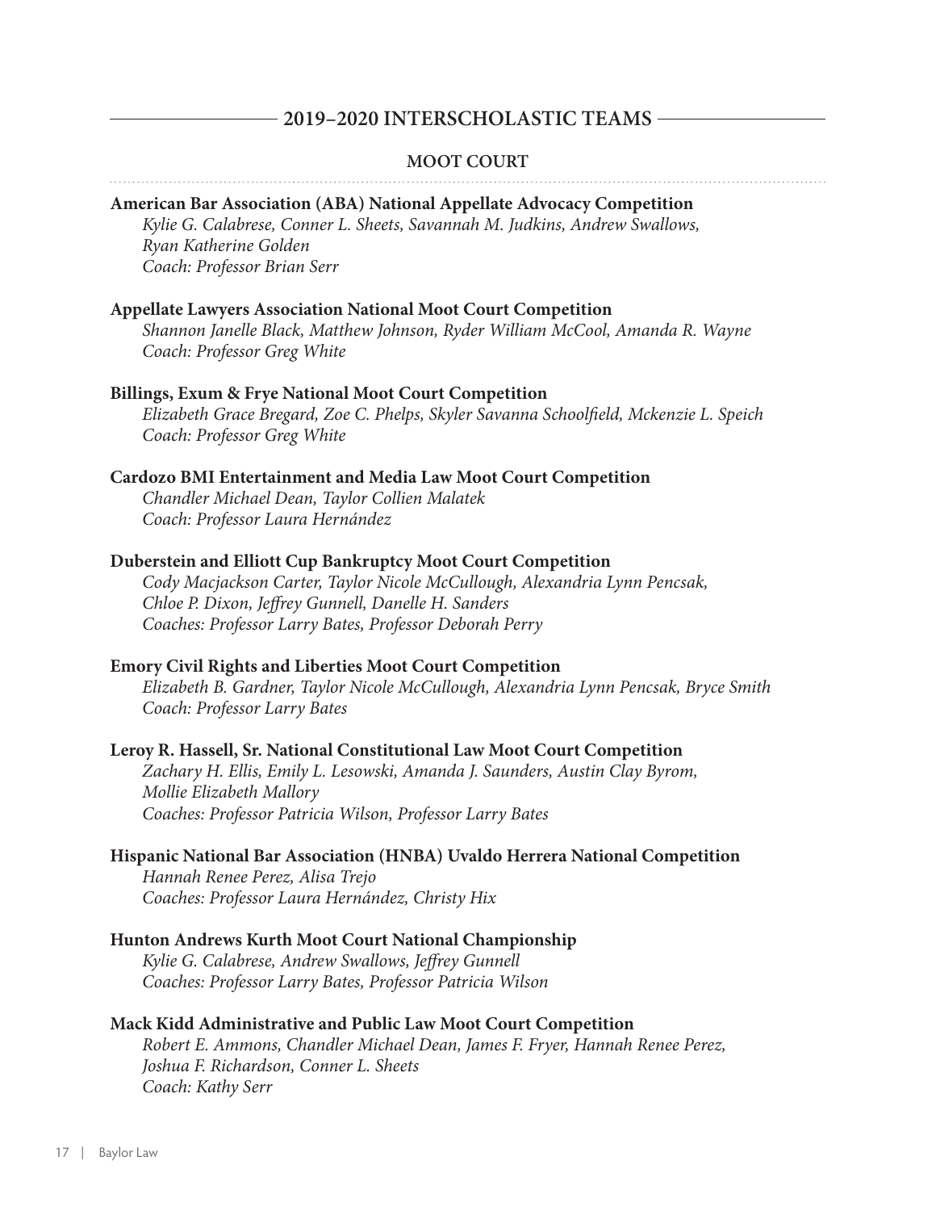## 2019–2020 INTERSCHOLASTIC TEAMS

### MOOT COURT

**American Bar Association (ABA) National Appellate Advocacy Competition**
*Kylie G. Calabrese, Conner L. Sheets, Savannah M. Judkins, Andrew Swallows, Ryan Katherine Golden*
*Coach: Professor Brian Serr*

**Appellate Lawyers Association National Moot Court Competition**
*Shannon Janelle Black, Matthew Johnson, Ryder William McCool, Amanda R. Wayne*
*Coach: Professor Greg White*

**Billings, Exum & Frye National Moot Court Competition**
*Elizabeth Grace Bregard, Zoe C. Phelps, Skyler Savanna Schoolfield, Mckenzie L. Speich*
*Coach: Professor Greg White*

**Cardozo BMI Entertainment and Media Law Moot Court Competition**
*Chandler Michael Dean, Taylor Collien Malatek*
*Coach: Professor Laura Hernández*

**Duberstein and Elliott Cup Bankruptcy Moot Court Competition**
*Cody Macjackson Carter, Taylor Nicole McCullough, Alexandria Lynn Pencsak, Chloe P. Dixon, Jeffrey Gunnell, Danelle H. Sanders*
*Coaches: Professor Larry Bates, Professor Deborah Perry*

**Emory Civil Rights and Liberties Moot Court Competition**
*Elizabeth B. Gardner, Taylor Nicole McCullough, Alexandria Lynn Pencsak, Bryce Smith*
*Coach: Professor Larry Bates*

**Leroy R. Hassell, Sr. National Constitutional Law Moot Court Competition**
*Zachary H. Ellis, Emily L. Lesowski, Amanda J. Saunders, Austin Clay Byrom, Mollie Elizabeth Mallory*
*Coaches: Professor Patricia Wilson, Professor Larry Bates*

**Hispanic National Bar Association (HNBA) Uvaldo Herrera National Competition**
*Hannah Renee Perez, Alisa Trejo*
*Coaches: Professor Laura Hernández, Christy Hix*

**Hunton Andrews Kurth Moot Court National Championship**
*Kylie G. Calabrese, Andrew Swallows, Jeffrey Gunnell*
*Coaches: Professor Larry Bates, Professor Patricia Wilson*

**Mack Kidd Administrative and Public Law Moot Court Competition**
*Robert E. Ammons, Chandler Michael Dean, James F. Fryer, Hannah Renee Perez, Joshua F. Richardson, Conner L. Sheets*
*Coach: Kathy Serr*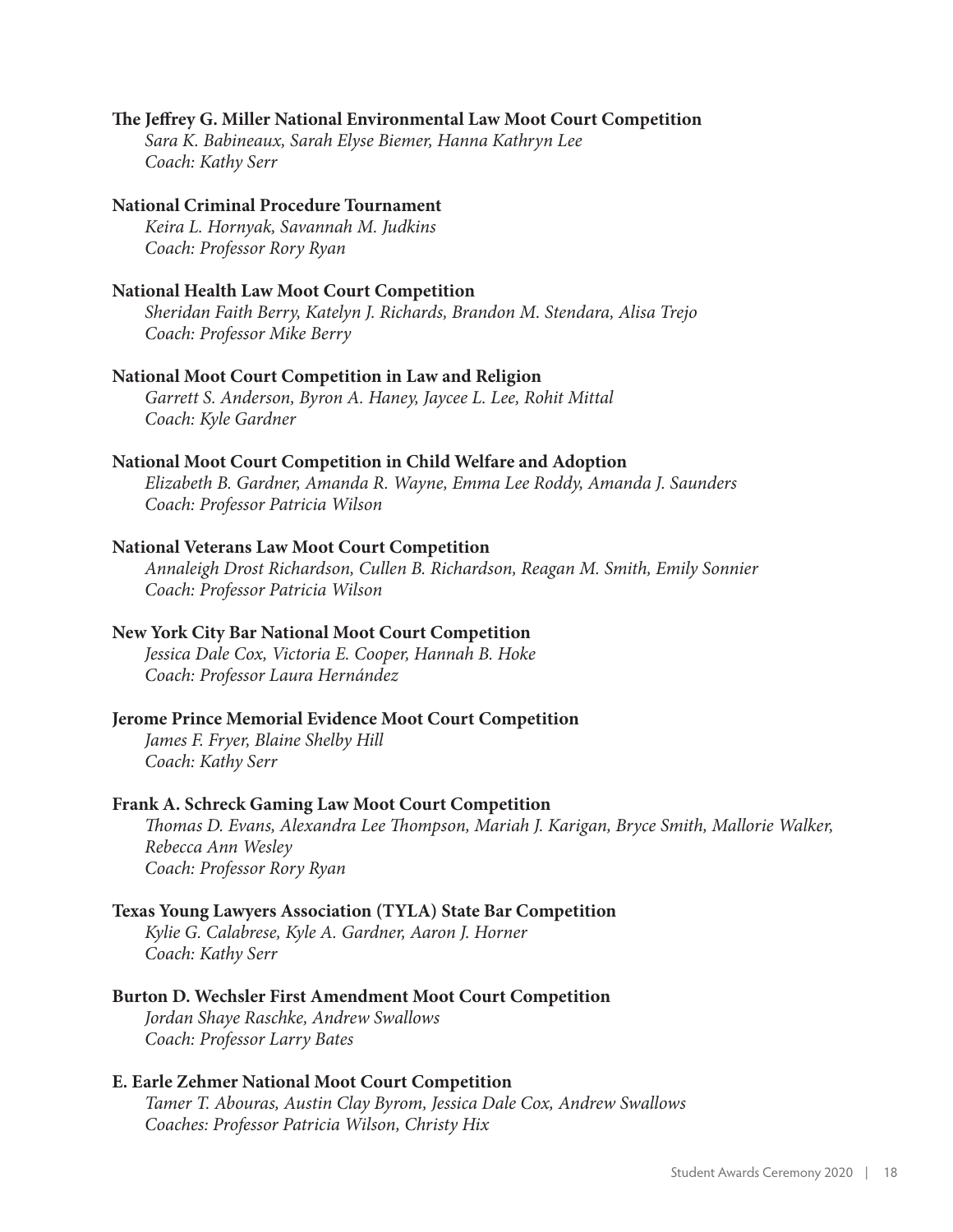**The Jeffrey G. Miller National Environmental Law Moot Court Competition**
*Sara K. Babineaux, Sarah Elyse Biemer, Hanna Kathryn Lee*
*Coach: Kathy Serr*

**National Criminal Procedure Tournament**
*Keira L. Hornyak, Savannah M. Judkins*
*Coach: Professor Rory Ryan*

**National Health Law Moot Court Competition**
*Sheridan Faith Berry, Katelyn J. Richards, Brandon M. Stendara, Alisa Trejo*
*Coach: Professor Mike Berry*

**National Moot Court Competition in Law and Religion**
*Garrett S. Anderson, Byron A. Haney, Jaycee L. Lee, Rohit Mittal*
*Coach: Kyle Gardner*

**National Moot Court Competition in Child Welfare and Adoption**
*Elizabeth B. Gardner, Amanda R. Wayne, Emma Lee Roddy, Amanda J. Saunders*
*Coach: Professor Patricia Wilson*

**National Veterans Law Moot Court Competition**
*Annaleigh Drost Richardson, Cullen B. Richardson, Reagan M. Smith, Emily Sonnier*
*Coach: Professor Patricia Wilson*

**New York City Bar National Moot Court Competition**
*Jessica Dale Cox, Victoria E. Cooper, Hannah B. Hoke*
*Coach: Professor Laura Hernández*

**Jerome Prince Memorial Evidence Moot Court Competition**
*James F. Fryer, Blaine Shelby Hill*
*Coach: Kathy Serr*

**Frank A. Schreck Gaming Law Moot Court Competition**
*Thomas D. Evans, Alexandra Lee Thompson, Mariah J. Karigan, Bryce Smith, Mallorie Walker, Rebecca Ann Wesley*
*Coach: Professor Rory Ryan*

**Texas Young Lawyers Association (TYLA) State Bar Competition**
*Kylie G. Calabrese, Kyle A. Gardner, Aaron J. Horner*
*Coach: Kathy Serr*

**Burton D. Wechsler First Amendment Moot Court Competition**
*Jordan Shaye Raschke, Andrew Swallows*
*Coach: Professor Larry Bates*

**E. Earle Zehmer National Moot Court Competition**
*Tamer T. Abouras, Austin Clay Byrom, Jessica Dale Cox, Andrew Swallows*
*Coaches: Professor Patricia Wilson, Christy Hix*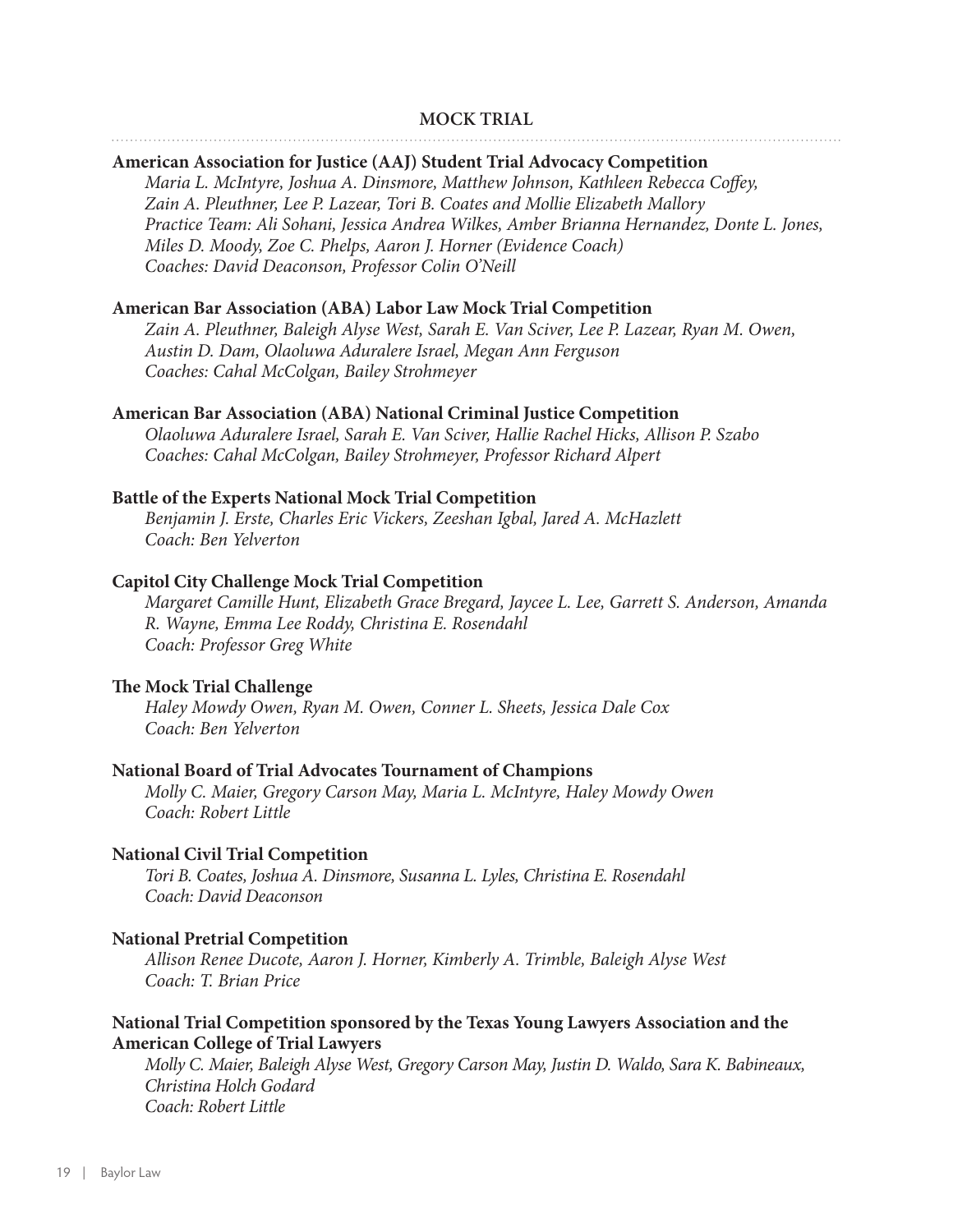## MOCK TRIAL

**American Association for Justice (AAJ) Student Trial Advocacy Competition**

*Maria L. McIntyre, Joshua A. Dinsmore, Matthew Johnson, Kathleen Rebecca Coffey, Zain A. Pleuthner, Lee P. Lazear, Tori B. Coates and Mollie Elizabeth Mallory*
*Practice Team: Ali Sohani, Jessica Andrea Wilkes, Amber Brianna Hernandez, Donte L. Jones, Miles D. Moody, Zoe C. Phelps, Aaron J. Horner (Evidence Coach)*
*Coaches: David Deaconson, Professor Colin O'Neill*

**American Bar Association (ABA) Labor Law Mock Trial Competition**

*Zain A. Pleuthner, Baleigh Alyse West, Sarah E. Van Sciver, Lee P. Lazear, Ryan M. Owen, Austin D. Dam, Olaoluwa Aduralere Israel, Megan Ann Ferguson*
*Coaches: Cahal McColgan, Bailey Strohmeyer*

**American Bar Association (ABA) National Criminal Justice Competition**

*Olaoluwa Aduralere Israel, Sarah E. Van Sciver, Hallie Rachel Hicks, Allison P. Szabo*
*Coaches: Cahal McColgan, Bailey Strohmeyer, Professor Richard Alpert*

**Battle of the Experts National Mock Trial Competition**

*Benjamin J. Erste, Charles Eric Vickers, Zeeshan Igbal, Jared A. McHazlett*
*Coach: Ben Yelverton*

**Capitol City Challenge Mock Trial Competition**

*Margaret Camille Hunt, Elizabeth Grace Bregard, Jaycee L. Lee, Garrett S. Anderson, Amanda R. Wayne, Emma Lee Roddy, Christina E. Rosendahl*
*Coach: Professor Greg White*

**The Mock Trial Challenge**

*Haley Mowdy Owen, Ryan M. Owen, Conner L. Sheets, Jessica Dale Cox*
*Coach: Ben Yelverton*

**National Board of Trial Advocates Tournament of Champions**

*Molly C. Maier, Gregory Carson May, Maria L. McIntyre, Haley Mowdy Owen*
*Coach: Robert Little*

**National Civil Trial Competition**

*Tori B. Coates, Joshua A. Dinsmore, Susanna L. Lyles, Christina E. Rosendahl*
*Coach: David Deaconson*

**National Pretrial Competition**

*Allison Renee Ducote, Aaron J. Horner, Kimberly A. Trimble, Baleigh Alyse West*
*Coach: T. Brian Price*

**National Trial Competition sponsored by the Texas Young Lawyers Association and the American College of Trial Lawyers**

*Molly C. Maier, Baleigh Alyse West, Gregory Carson May, Justin D. Waldo, Sara K. Babineaux, Christina Holch Godard*
*Coach: Robert Little*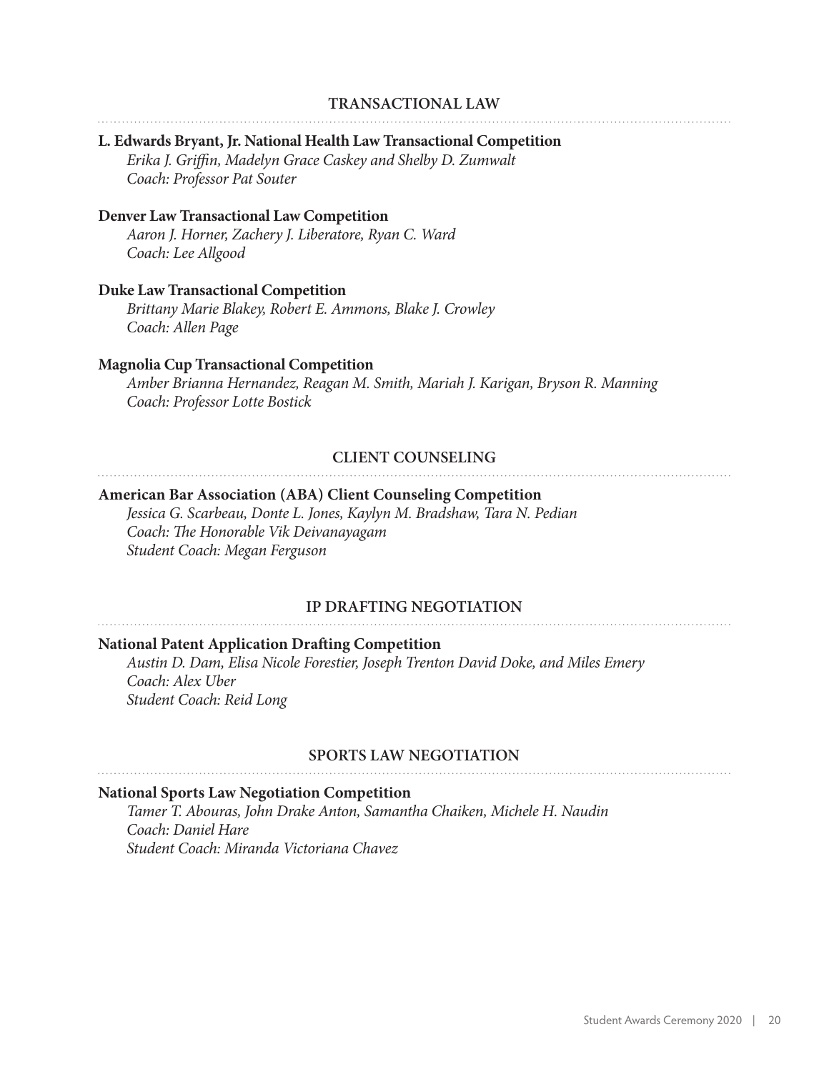## TRANSACTIONAL LAW

**L. Edwards Bryant, Jr. National Health Law Transactional Competition**
*Erika J. Griffin, Madelyn Grace Caskey and Shelby D. Zumwalt*
*Coach: Professor Pat Souter*

**Denver Law Transactional Law Competition**
*Aaron J. Horner, Zachery J. Liberatore, Ryan C. Ward*
*Coach: Lee Allgood*

**Duke Law Transactional Competition**
*Brittany Marie Blakey, Robert E. Ammons, Blake J. Crowley*
*Coach: Allen Page*

**Magnolia Cup Transactional Competition**
*Amber Brianna Hernandez, Reagan M. Smith, Mariah J. Karigan, Bryson R. Manning*
*Coach: Professor Lotte Bostick*

## CLIENT COUNSELING

**American Bar Association (ABA) Client Counseling Competition**
*Jessica G. Scarbeau, Donte L. Jones, Kaylyn M. Bradshaw, Tara N. Pedian*
*Coach: The Honorable Vik Deivanayagam*
*Student Coach: Megan Ferguson*

## IP DRAFTING NEGOTIATION

**National Patent Application Drafting Competition**
*Austin D. Dam, Elisa Nicole Forestier, Joseph Trenton David Doke, and Miles Emery*
*Coach: Alex Uber*
*Student Coach: Reid Long*

## SPORTS LAW NEGOTIATION

**National Sports Law Negotiation Competition**
*Tamer T. Abouras, John Drake Anton, Samantha Chaiken, Michele H. Naudin*
*Coach: Daniel Hare*
*Student Coach: Miranda Victoriana Chavez*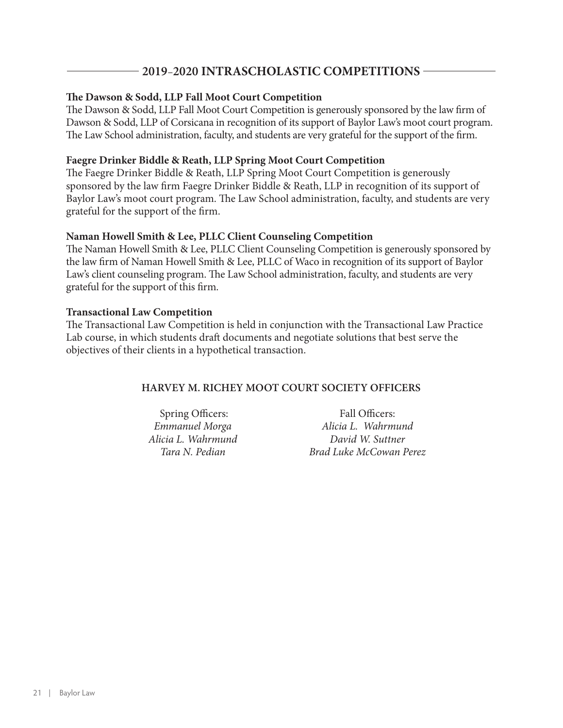## 2019–2020 INTRASCHOLASTIC COMPETITIONS

**The Dawson & Sodd, LLP Fall Moot Court Competition**

The Dawson & Sodd, LLP Fall Moot Court Competition is generously sponsored by the law firm of Dawson & Sodd, LLP of Corsicana in recognition of its support of Baylor Law's moot court program. The Law School administration, faculty, and students are very grateful for the support of the firm.

**Faegre Drinker Biddle & Reath, LLP Spring Moot Court Competition**

The Faegre Drinker Biddle & Reath, LLP Spring Moot Court Competition is generously sponsored by the law firm Faegre Drinker Biddle & Reath, LLP in recognition of its support of Baylor Law's moot court program. The Law School administration, faculty, and students are very grateful for the support of the firm.

**Naman Howell Smith & Lee, PLLC Client Counseling Competition**

The Naman Howell Smith & Lee, PLLC Client Counseling Competition is generously sponsored by the law firm of Naman Howell Smith & Lee, PLLC of Waco in recognition of its support of Baylor Law's client counseling program. The Law School administration, faculty, and students are very grateful for the support of this firm.

**Transactional Law Competition**

The Transactional Law Competition is held in conjunction with the Transactional Law Practice Lab course, in which students draft documents and negotiate solutions that best serve the objectives of their clients in a hypothetical transaction.

### HARVEY M. RICHEY MOOT COURT SOCIETY OFFICERS

Spring Officers:
*Emmanuel Morga*
*Alicia L. Wahrmund*
*Tara N. Pedian*

Fall Officers:
*Alicia L. Wahrmund*
*David W. Suttner*
*Brad Luke McCowan Perez*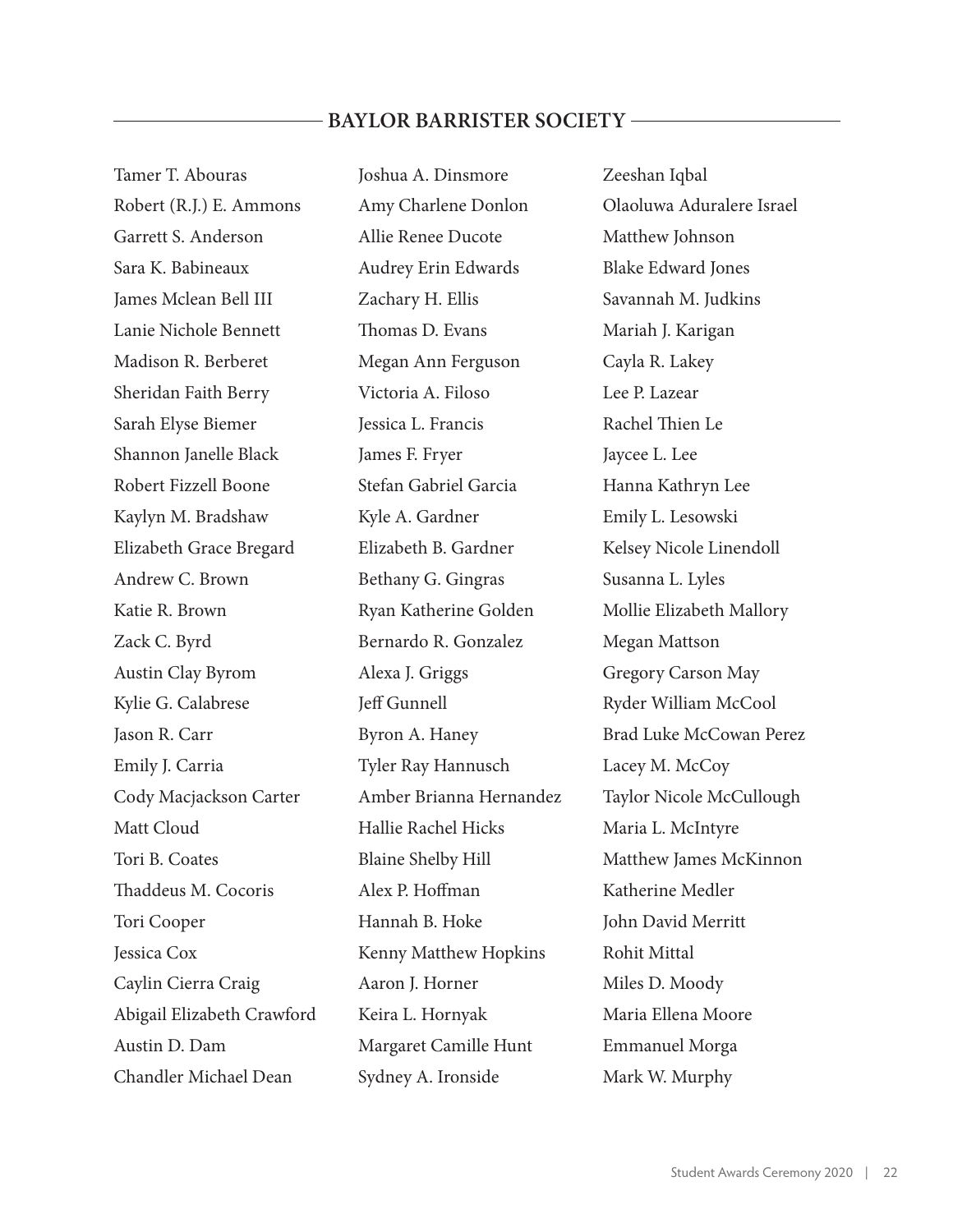## BAYLOR BARRISTER SOCIETY

Tamer T. Abouras
Robert (R.J.) E. Ammons
Garrett S. Anderson
Sara K. Babineaux
James Mclean Bell III
Lanie Nichole Bennett
Madison R. Berberet
Sheridan Faith Berry
Sarah Elyse Biemer
Shannon Janelle Black
Robert Fizzell Boone
Kaylyn M. Bradshaw
Elizabeth Grace Bregard
Andrew C. Brown
Katie R. Brown
Zack C. Byrd
Austin Clay Byrom
Kylie G. Calabrese
Jason R. Carr
Emily J. Carria
Cody Macjackson Carter
Matt Cloud
Tori B. Coates
Thaddeus M. Cocoris
Tori Cooper
Jessica Cox
Caylin Cierra Craig
Abigail Elizabeth Crawford
Austin D. Dam
Chandler Michael Dean
Joshua A. Dinsmore
Amy Charlene Donlon
Allie Renee Ducote
Audrey Erin Edwards
Zachary H. Ellis
Thomas D. Evans
Megan Ann Ferguson
Victoria A. Filoso
Jessica L. Francis
James F. Fryer
Stefan Gabriel Garcia
Kyle A. Gardner
Elizabeth B. Gardner
Bethany G. Gingras
Ryan Katherine Golden
Bernardo R. Gonzalez
Alexa J. Griggs
Jeff Gunnell
Byron A. Haney
Tyler Ray Hannusch
Amber Brianna Hernandez
Hallie Rachel Hicks
Blaine Shelby Hill
Alex P. Hoffman
Hannah B. Hoke
Kenny Matthew Hopkins
Aaron J. Horner
Keira L. Hornyak
Margaret Camille Hunt
Sydney A. Ironside
Zeeshan Iqbal
Olaoluwa Aduralere Israel
Matthew Johnson
Blake Edward Jones
Savannah M. Judkins
Mariah J. Karigan
Cayla R. Lakey
Lee P. Lazear
Rachel Thien Le
Jaycee L. Lee
Hanna Kathryn Lee
Emily L. Lesowski
Kelsey Nicole Linendoll
Susanna L. Lyles
Mollie Elizabeth Mallory
Megan Mattson
Gregory Carson May
Ryder William McCool
Brad Luke McCowan Perez
Lacey M. McCoy
Taylor Nicole McCullough
Maria L. McIntyre
Matthew James McKinnon
Katherine Medler
John David Merritt
Rohit Mittal
Miles D. Moody
Maria Ellena Moore
Emmanuel Morga
Mark W. Murphy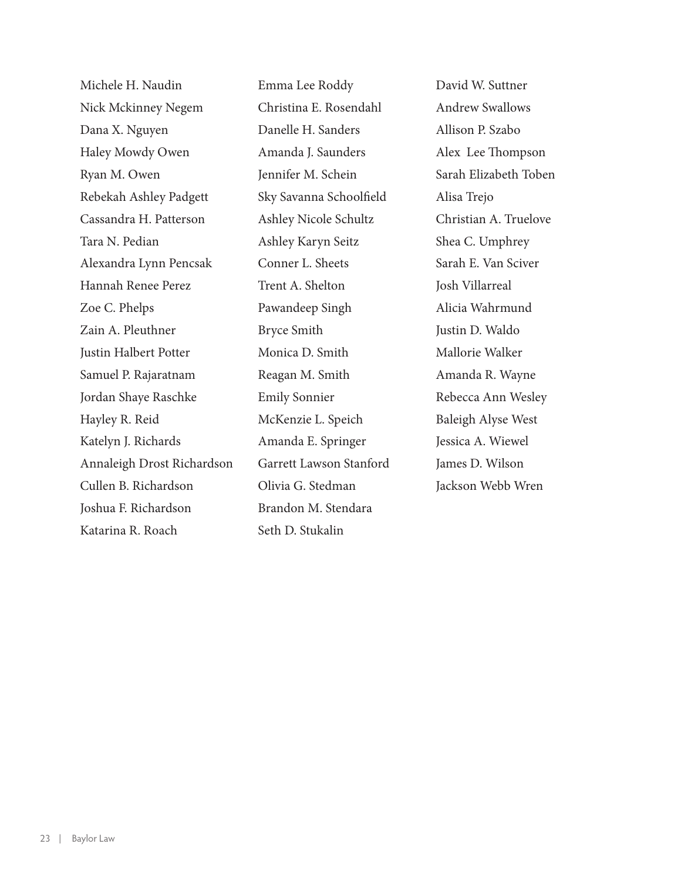Michele H. Naudin
Nick Mckinney Negem
Dana X. Nguyen
Haley Mowdy Owen
Ryan M. Owen
Rebekah Ashley Padgett
Cassandra H. Patterson
Tara N. Pedian
Alexandra Lynn Pencsak
Hannah Renee Perez
Zoe C. Phelps
Zain A. Pleuthner
Justin Halbert Potter
Samuel P. Rajaratnam
Jordan Shaye Raschke
Hayley R. Reid
Katelyn J. Richards
Annaleigh Drost Richardson
Cullen B. Richardson
Joshua F. Richardson
Katarina R. Roach
Emma Lee Roddy
Christina E. Rosendahl
Danelle H. Sanders
Amanda J. Saunders
Jennifer M. Schein
Sky Savanna Schoolfield
Ashley Nicole Schultz
Ashley Karyn Seitz
Conner L. Sheets
Trent A. Shelton
Pawandeep Singh
Bryce Smith
Monica D. Smith
Reagan M. Smith
Emily Sonnier
McKenzie L. Speich
Amanda E. Springer
Garrett Lawson Stanford
Olivia G. Stedman
Brandon M. Stendara
Seth D. Stukalin
David W. Suttner
Andrew Swallows
Allison P. Szabo
Alex Lee Thompson
Sarah Elizabeth Toben
Alisa Trejo
Christian A. Truelove
Shea C. Umphrey
Sarah E. Van Sciver
Josh Villarreal
Alicia Wahrmund
Justin D. Waldo
Mallorie Walker
Amanda R. Wayne
Rebecca Ann Wesley
Baleigh Alyse West
Jessica A. Wiewel
James D. Wilson
Jackson Webb Wren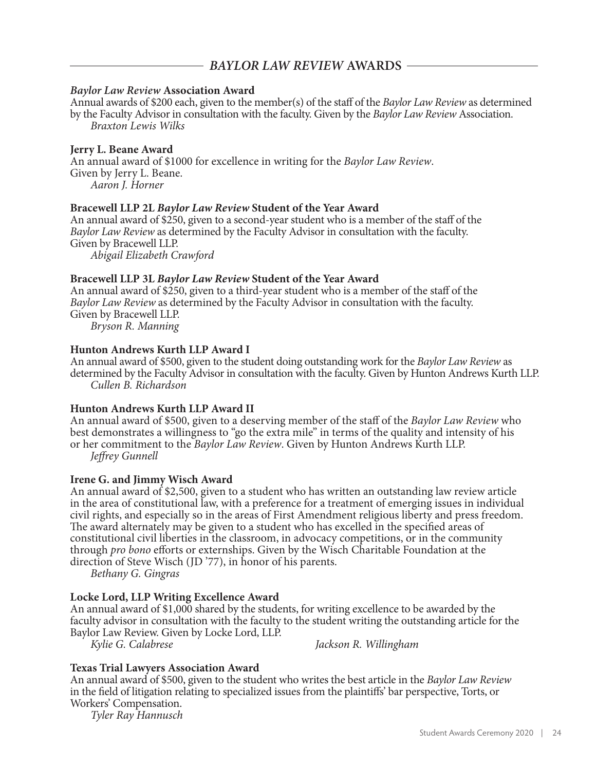## *BAYLOR LAW REVIEW* AWARDS

***Baylor Law Review* Association Award**
Annual awards of $200 each, given to the member(s) of the staff of the *Baylor Law Review* as determined by the Faculty Advisor in consultation with the faculty. Given by the *Baylor Law Review* Association.
*Braxton Lewis Wilks*

**Jerry L. Beane Award**
An annual award of $1000 for excellence in writing for the *Baylor Law Review*.
Given by Jerry L. Beane.
*Aaron J. Horner*

**Bracewell LLP 2L *Baylor Law Review* Student of the Year Award**
An annual award of $250, given to a second-year student who is a member of the staff of the *Baylor Law Review* as determined by the Faculty Advisor in consultation with the faculty.
Given by Bracewell LLP.
*Abigail Elizabeth Crawford*

**Bracewell LLP 3L *Baylor Law Review* Student of the Year Award**
An annual award of $250, given to a third-year student who is a member of the staff of the *Baylor Law Review* as determined by the Faculty Advisor in consultation with the faculty.
Given by Bracewell LLP.
*Bryson R. Manning*

**Hunton Andrews Kurth LLP Award I**
An annual award of $500, given to the student doing outstanding work for the *Baylor Law Review* as determined by the Faculty Advisor in consultation with the faculty. Given by Hunton Andrews Kurth LLP.
*Cullen B. Richardson*

**Hunton Andrews Kurth LLP Award II**
An annual award of $500, given to a deserving member of the staff of the *Baylor Law Review* who best demonstrates a willingness to "go the extra mile" in terms of the quality and intensity of his or her commitment to the *Baylor Law Review*. Given by Hunton Andrews Kurth LLP.
*Jeffrey Gunnell*

**Irene G. and Jimmy Wisch Award**
An annual award of $2,500, given to a student who has written an outstanding law review article in the area of constitutional law, with a preference for a treatment of emerging issues in individual civil rights, and especially so in the areas of First Amendment religious liberty and press freedom. The award alternately may be given to a student who has excelled in the specified areas of constitutional civil liberties in the classroom, in advocacy competitions, or in the community through *pro bono* efforts or externships. Given by the Wisch Charitable Foundation at the direction of Steve Wisch (JD '77), in honor of his parents.
*Bethany G. Gingras*

**Locke Lord, LLP Writing Excellence Award**
An annual award of $1,000 shared by the students, for writing excellence to be awarded by the faculty advisor in consultation with the faculty to the student writing the outstanding article for the Baylor Law Review. Given by Locke Lord, LLP.
*Kylie G. Calabrese*
*Jackson R. Willingham*

**Texas Trial Lawyers Association Award**
An annual award of $500, given to the student who writes the best article in the *Baylor Law Review* in the field of litigation relating to specialized issues from the plaintiffs' bar perspective, Torts, or Workers' Compensation.
*Tyler Ray Hannusch*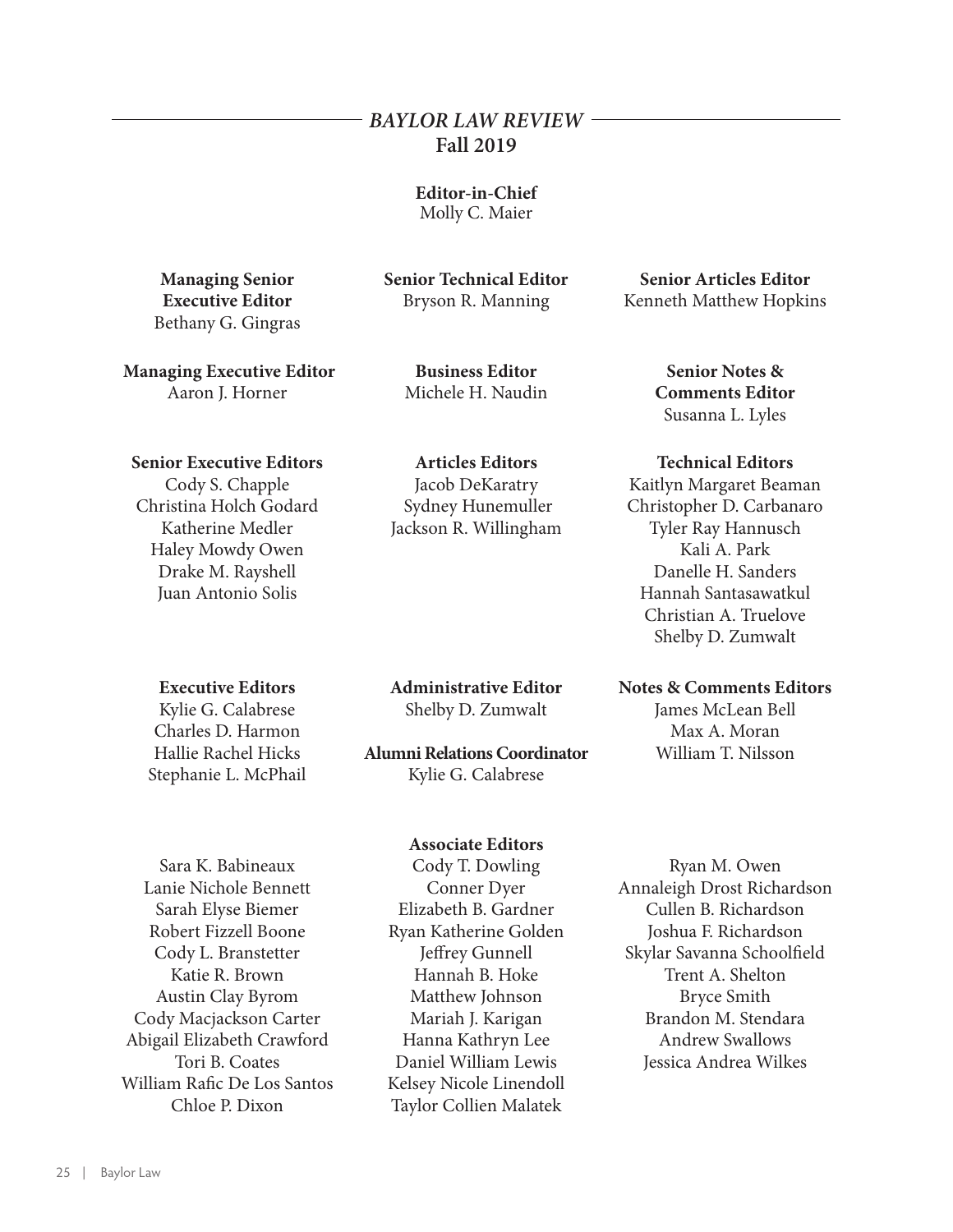## *BAYLOR LAW REVIEW*
## Fall 2019

**Editor-in-Chief**
Molly C. Maier

**Managing Senior Executive Editor**
Bethany G. Gingras

**Senior Technical Editor**
Bryson R. Manning

**Senior Articles Editor**
Kenneth Matthew Hopkins

**Managing Executive Editor**
Aaron J. Horner

**Business Editor**
Michele H. Naudin

**Senior Notes & Comments Editor**
Susanna L. Lyles

**Senior Executive Editors**
Cody S. Chapple
Christina Holch Godard
Katherine Medler
Haley Mowdy Owen
Drake M. Rayshell
Juan Antonio Solis

**Articles Editors**
Jacob DeKaratry
Sydney Hunemuller
Jackson R. Willingham

**Technical Editors**
Kaitlyn Margaret Beaman
Christopher D. Carbanaro
Tyler Ray Hannusch
Kali A. Park
Danelle H. Sanders
Hannah Santasawatkul
Christian A. Truelove
Shelby D. Zumwalt

**Executive Editors**
Kylie G. Calabrese
Charles D. Harmon
Hallie Rachel Hicks
Stephanie L. McPhail

**Administrative Editor**
Shelby D. Zumwalt

**Alumni Relations Coordinator**
Kylie G. Calabrese

**Notes & Comments Editors**
James McLean Bell
Max A. Moran
William T. Nilsson

**Associate Editors**

Sara K. Babineaux
Lanie Nichole Bennett
Sarah Elyse Biemer
Robert Fizzell Boone
Cody L. Branstetter
Katie R. Brown
Austin Clay Byrom
Cody Macjackson Carter
Abigail Elizabeth Crawford
Tori B. Coates
William Rafic De Los Santos
Chloe P. Dixon
Cody T. Dowling
Conner Dyer
Elizabeth B. Gardner
Ryan Katherine Golden
Jeffrey Gunnell
Hannah B. Hoke
Matthew Johnson
Mariah J. Karigan
Hanna Kathryn Lee
Daniel William Lewis
Kelsey Nicole Linendoll
Taylor Collien Malatek
Ryan M. Owen
Annaleigh Drost Richardson
Cullen B. Richardson
Joshua F. Richardson
Skylar Savanna Schoolfield
Trent A. Shelton
Bryce Smith
Brandon M. Stendara
Andrew Swallows
Jessica Andrea Wilkes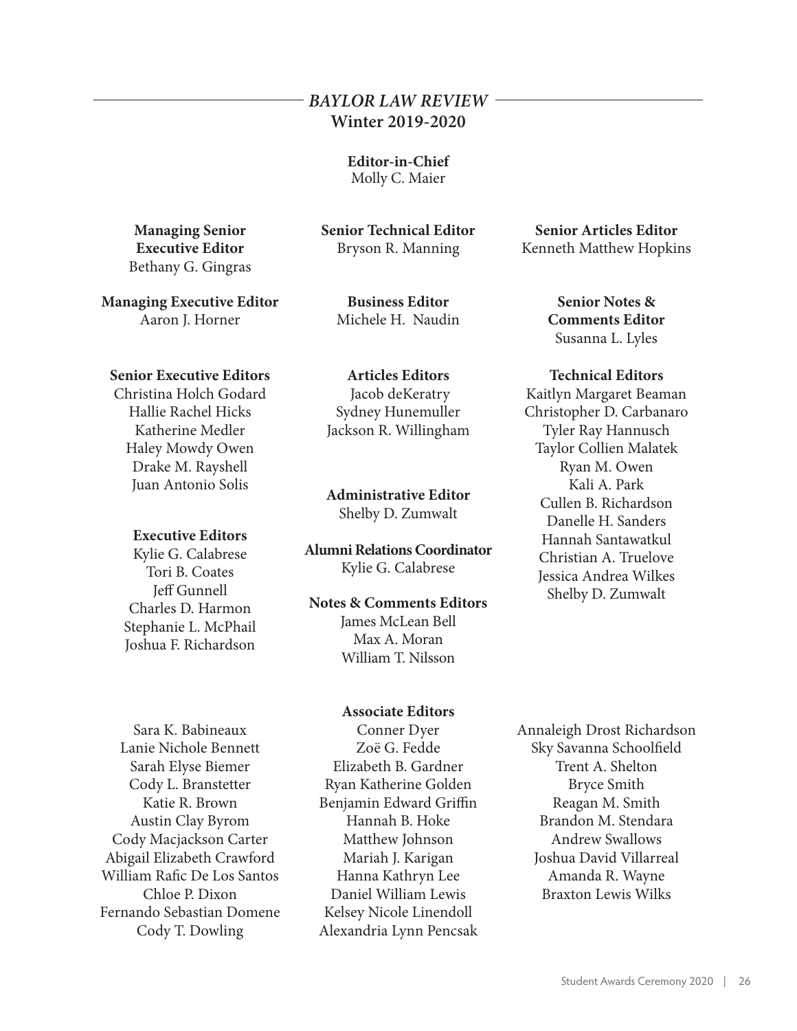## *BAYLOR LAW REVIEW*
## Winter 2019-2020

**Editor-in-Chief**
Molly C. Maier

**Managing Senior Executive Editor**
Bethany G. Gingras

**Managing Executive Editor**
Aaron J. Horner

**Senior Executive Editors**
Christina Holch Godard
Hallie Rachel Hicks
Katherine Medler
Haley Mowdy Owen
Drake M. Rayshell
Juan Antonio Solis

**Executive Editors**
Kylie G. Calabrese
Tori B. Coates
Jeff Gunnell
Charles D. Harmon
Stephanie L. McPhail
Joshua F. Richardson

**Senior Technical Editor**
Bryson R. Manning

**Business Editor**
Michele H. Naudin

**Articles Editors**
Jacob deKeratry
Sydney Hunemuller
Jackson R. Willingham

**Administrative Editor**
Shelby D. Zumwalt

**Alumni Relations Coordinator**
Kylie G. Calabrese

**Notes & Comments Editors**
James McLean Bell
Max A. Moran
William T. Nilsson

**Senior Articles Editor**
Kenneth Matthew Hopkins

**Senior Notes & Comments Editor**
Susanna L. Lyles

**Technical Editors**
Kaitlyn Margaret Beaman
Christopher D. Carbanaro
Tyler Ray Hannusch
Taylor Collien Malatek
Ryan M. Owen
Kali A. Park
Cullen B. Richardson
Danelle H. Sanders
Hannah Santawatkul
Christian A. Truelove
Jessica Andrea Wilkes
Shelby D. Zumwalt

**Associate Editors**

Sara K. Babineaux
Lanie Nichole Bennett
Sarah Elyse Biemer
Cody L. Branstetter
Katie R. Brown
Austin Clay Byrom
Cody Macjackson Carter
Abigail Elizabeth Crawford
William Rafic De Los Santos
Chloe P. Dixon
Fernando Sebastian Domene
Cody T. Dowling
Conner Dyer
Zoë G. Fedde
Elizabeth B. Gardner
Ryan Katherine Golden
Benjamin Edward Griffin
Hannah B. Hoke
Matthew Johnson
Mariah J. Karigan
Hanna Kathryn Lee
Daniel William Lewis
Kelsey Nicole Linendoll
Alexandria Lynn Pencsak
Annaleigh Drost Richardson
Sky Savanna Schoolfield
Trent A. Shelton
Bryce Smith
Reagan M. Smith
Brandon M. Stendara
Andrew Swallows
Joshua David Villarreal
Amanda R. Wayne
Braxton Lewis Wilks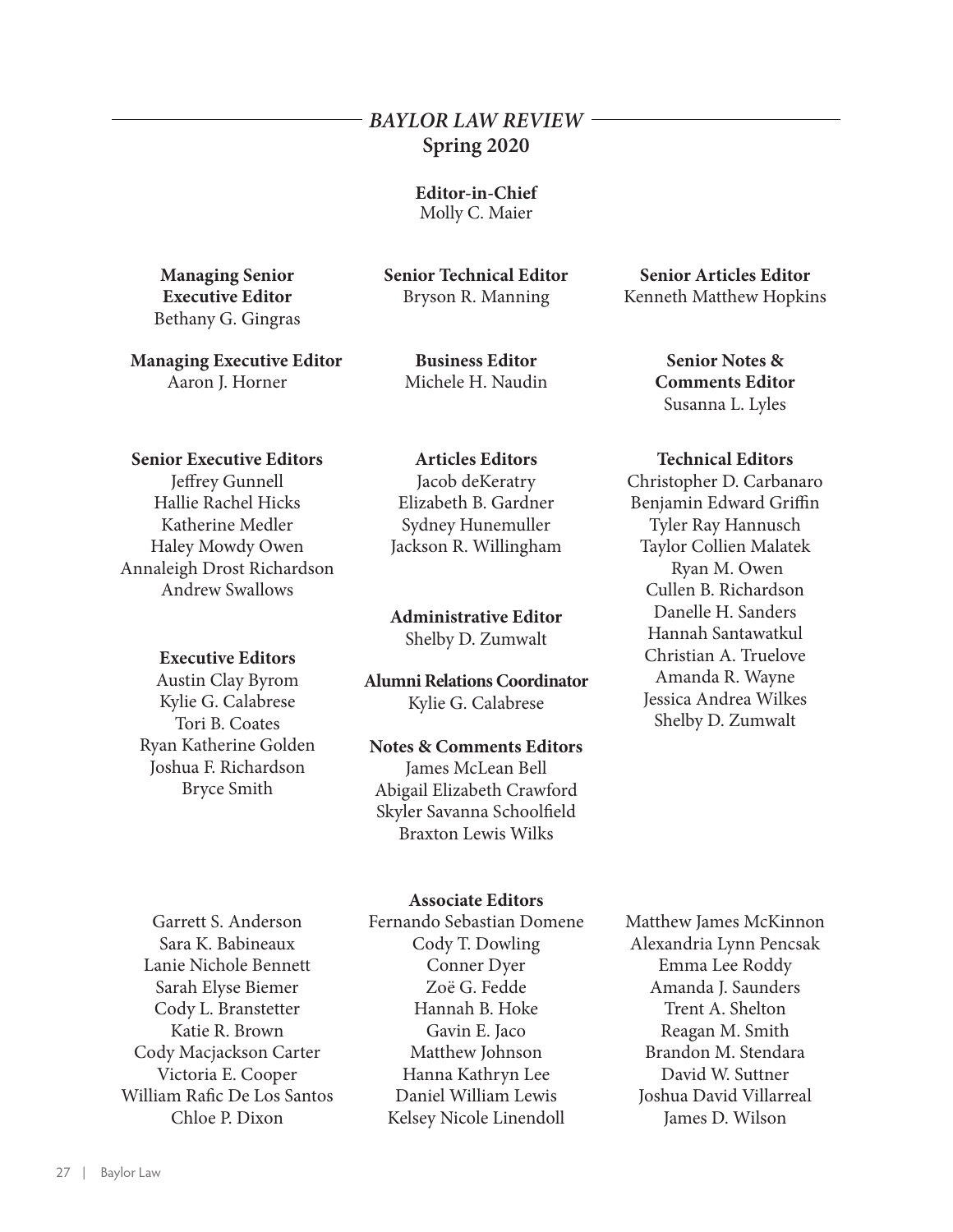## *BAYLOR LAW REVIEW*
## Spring 2020

**Editor-in-Chief**
Molly C. Maier

**Managing Senior Executive Editor**
Bethany G. Gingras

**Managing Executive Editor**
Aaron J. Horner

**Senior Executive Editors**
Jeffrey Gunnell
Hallie Rachel Hicks
Katherine Medler
Haley Mowdy Owen
Annaleigh Drost Richardson
Andrew Swallows

**Executive Editors**
Austin Clay Byrom
Kylie G. Calabrese
Tori B. Coates
Ryan Katherine Golden
Joshua F. Richardson
Bryce Smith

**Senior Technical Editor**
Bryson R. Manning

**Business Editor**
Michele H. Naudin

**Articles Editors**
Jacob deKeratry
Elizabeth B. Gardner
Sydney Hunemuller
Jackson R. Willingham

**Administrative Editor**
Shelby D. Zumwalt

**Alumni Relations Coordinator**
Kylie G. Calabrese

**Notes & Comments Editors**
James McLean Bell
Abigail Elizabeth Crawford
Skyler Savanna Schoolfield
Braxton Lewis Wilks

**Senior Articles Editor**
Kenneth Matthew Hopkins

**Senior Notes & Comments Editor**
Susanna L. Lyles

**Technical Editors**
Christopher D. Carbanaro
Benjamin Edward Griffin
Tyler Ray Hannusch
Taylor Collien Malatek
Ryan M. Owen
Cullen B. Richardson
Danelle H. Sanders
Hannah Santawatkul
Christian A. Truelove
Amanda R. Wayne
Jessica Andrea Wilkes
Shelby D. Zumwalt

**Associate Editors**

Garrett S. Anderson
Sara K. Babineaux
Lanie Nichole Bennett
Sarah Elyse Biemer
Cody L. Branstetter
Katie R. Brown
Cody Macjackson Carter
Victoria E. Cooper
William Rafic De Los Santos
Chloe P. Dixon
Fernando Sebastian Domene
Cody T. Dowling
Conner Dyer
Zoë G. Fedde
Hannah B. Hoke
Gavin E. Jaco
Matthew Johnson
Hanna Kathryn Lee
Daniel William Lewis
Kelsey Nicole Linendoll
Matthew James McKinnon
Alexandria Lynn Pencsak
Emma Lee Roddy
Amanda J. Saunders
Trent A. Shelton
Reagan M. Smith
Brandon M. Stendara
David W. Suttner
Joshua David Villarreal
James D. Wilson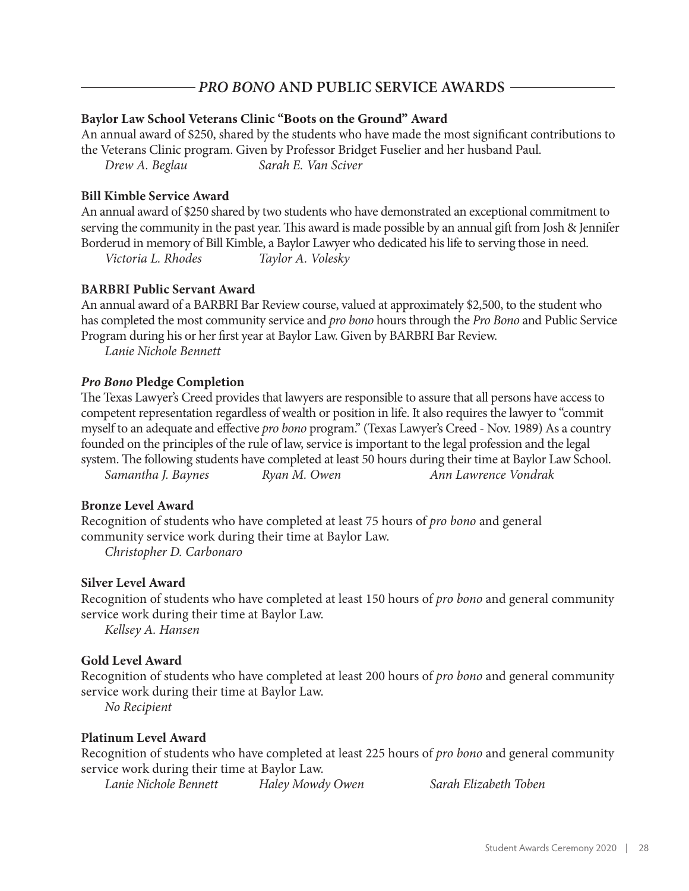## *PRO BONO* AND PUBLIC SERVICE AWARDS

**Baylor Law School Veterans Clinic "Boots on the Ground" Award**

An annual award of $250, shared by the students who have made the most significant contributions to the Veterans Clinic program. Given by Professor Bridget Fuselier and her husband Paul.

*Drew A. Beglau*  *Sarah E. Van Sciver*

**Bill Kimble Service Award**

An annual award of $250 shared by two students who have demonstrated an exceptional commitment to serving the community in the past year. This award is made possible by an annual gift from Josh & Jennifer Borderud in memory of Bill Kimble, a Baylor Lawyer who dedicated his life to serving those in need.

*Victoria L. Rhodes*  *Taylor A. Volesky*

**BARBRI Public Servant Award**

An annual award of a BARBRI Bar Review course, valued at approximately $2,500, to the student who has completed the most community service and *pro bono* hours through the *Pro Bono* and Public Service Program during his or her first year at Baylor Law. Given by BARBRI Bar Review.

*Lanie Nichole Bennett*

***Pro Bono* Pledge Completion**

The Texas Lawyer's Creed provides that lawyers are responsible to assure that all persons have access to competent representation regardless of wealth or position in life. It also requires the lawyer to "commit myself to an adequate and effective *pro bono* program." (Texas Lawyer's Creed - Nov. 1989) As a country founded on the principles of the rule of law, service is important to the legal profession and the legal system. The following students have completed at least 50 hours during their time at Baylor Law School.

*Samantha J. Baynes*  *Ryan M. Owen*  *Ann Lawrence Vondrak*

**Bronze Level Award**

Recognition of students who have completed at least 75 hours of *pro bono* and general community service work during their time at Baylor Law.

*Christopher D. Carbonaro*

**Silver Level Award**

Recognition of students who have completed at least 150 hours of *pro bono* and general community service work during their time at Baylor Law.

*Kellsey A. Hansen*

**Gold Level Award**

Recognition of students who have completed at least 200 hours of *pro bono* and general community service work during their time at Baylor Law.

*No Recipient*

**Platinum Level Award**

Recognition of students who have completed at least 225 hours of *pro bono* and general community service work during their time at Baylor Law.

*Lanie Nichole Bennett*  *Haley Mowdy Owen*  *Sarah Elizabeth Toben*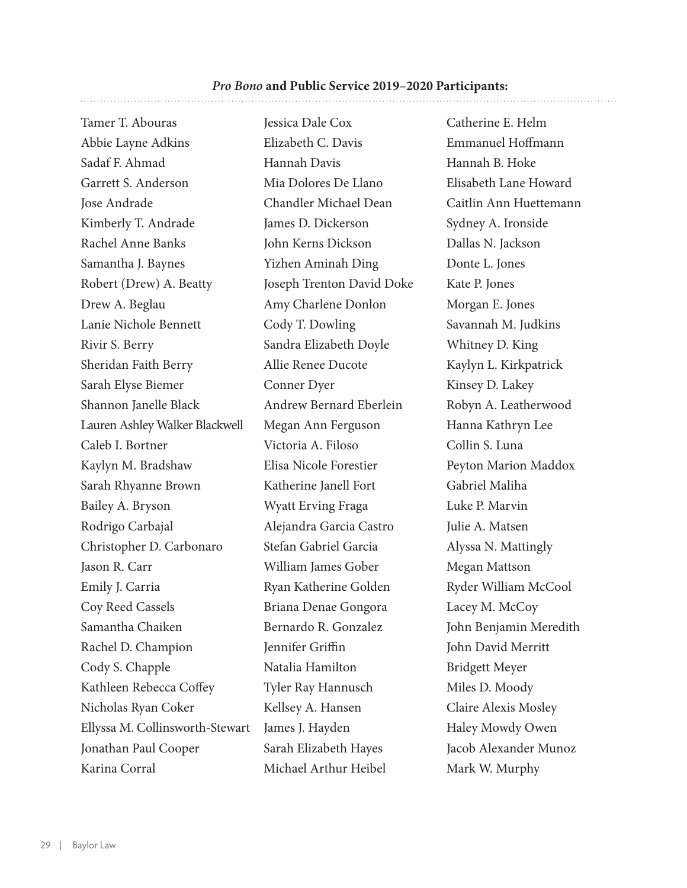**_Pro Bono_ and Public Service 2019–2020 Participants:**

Tamer T. Abouras
Abbie Layne Adkins
Sadaf F. Ahmad
Garrett S. Anderson
Jose Andrade
Kimberly T. Andrade
Rachel Anne Banks
Samantha J. Baynes
Robert (Drew) A. Beatty
Drew A. Beglau
Lanie Nichole Bennett
Rivir S. Berry
Sheridan Faith Berry
Sarah Elyse Biemer
Shannon Janelle Black
Lauren Ashley Walker Blackwell
Caleb I. Bortner
Kaylyn M. Bradshaw
Sarah Rhyanne Brown
Bailey A. Bryson
Rodrigo Carbajal
Christopher D. Carbonaro
Jason R. Carr
Emily J. Carria
Coy Reed Cassels
Samantha Chaiken
Rachel D. Champion
Cody S. Chapple
Kathleen Rebecca Coffey
Nicholas Ryan Coker
Ellyssa M. Collinsworth-Stewart
Jonathan Paul Cooper
Karina Corral
Jessica Dale Cox
Elizabeth C. Davis
Hannah Davis
Mia Dolores De Llano
Chandler Michael Dean
James D. Dickerson
John Kerns Dickson
Yizhen Aminah Ding
Joseph Trenton David Doke
Amy Charlene Donlon
Cody T. Dowling
Sandra Elizabeth Doyle
Allie Renee Ducote
Conner Dyer
Andrew Bernard Eberlein
Megan Ann Ferguson
Victoria A. Filoso
Elisa Nicole Forestier
Katherine Janell Fort
Wyatt Erving Fraga
Alejandra Garcia Castro
Stefan Gabriel Garcia
William James Gober
Ryan Katherine Golden
Briana Denae Gongora
Bernardo R. Gonzalez
Jennifer Griffin
Natalia Hamilton
Tyler Ray Hannusch
Kellsey A. Hansen
James J. Hayden
Sarah Elizabeth Hayes
Michael Arthur Heibel
Catherine E. Helm
Emmanuel Hoffmann
Hannah B. Hoke
Elisabeth Lane Howard
Caitlin Ann Huettemann
Sydney A. Ironside
Dallas N. Jackson
Donte L. Jones
Kate P. Jones
Morgan E. Jones
Savannah M. Judkins
Whitney D. King
Kaylyn L. Kirkpatrick
Kinsey D. Lakey
Robyn A. Leatherwood
Hanna Kathryn Lee
Collin S. Luna
Peyton Marion Maddox
Gabriel Maliha
Luke P. Marvin
Julie A. Matsen
Alyssa N. Mattingly
Megan Mattson
Ryder William McCool
Lacey M. McCoy
John Benjamin Meredith
John David Merritt
Bridgett Meyer
Miles D. Moody
Claire Alexis Mosley
Haley Mowdy Owen
Jacob Alexander Munoz
Mark W. Murphy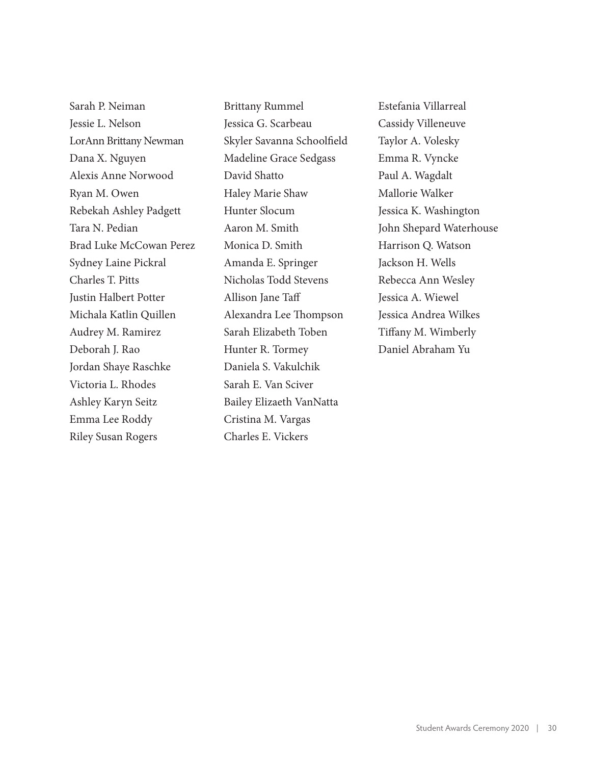Sarah P. Neiman
Jessie L. Nelson
LorAnn Brittany Newman
Dana X. Nguyen
Alexis Anne Norwood
Ryan M. Owen
Rebekah Ashley Padgett
Tara N. Pedian
Brad Luke McCowan Perez
Sydney Laine Pickral
Charles T. Pitts
Justin Halbert Potter
Michala Katlin Quillen
Audrey M. Ramirez
Deborah J. Rao
Jordan Shaye Raschke
Victoria L. Rhodes
Ashley Karyn Seitz
Emma Lee Roddy
Riley Susan Rogers
Brittany Rummel
Jessica G. Scarbeau
Skyler Savanna Schoolfield
Madeline Grace Sedgass
David Shatto
Haley Marie Shaw
Hunter Slocum
Aaron M. Smith
Monica D. Smith
Amanda E. Springer
Nicholas Todd Stevens
Allison Jane Taff
Alexandra Lee Thompson
Sarah Elizabeth Toben
Hunter R. Tormey
Daniela S. Vakulchik
Sarah E. Van Sciver
Bailey Elizaeth VanNatta
Cristina M. Vargas
Charles E. Vickers
Estefania Villarreal
Cassidy Villeneuve
Taylor A. Volesky
Emma R. Vyncke
Paul A. Wagdalt
Mallorie Walker
Jessica K. Washington
John Shepard Waterhouse
Harrison Q. Watson
Jackson H. Wells
Rebecca Ann Wesley
Jessica A. Wiewel
Jessica Andrea Wilkes
Tiffany M. Wimberly
Daniel Abraham Yu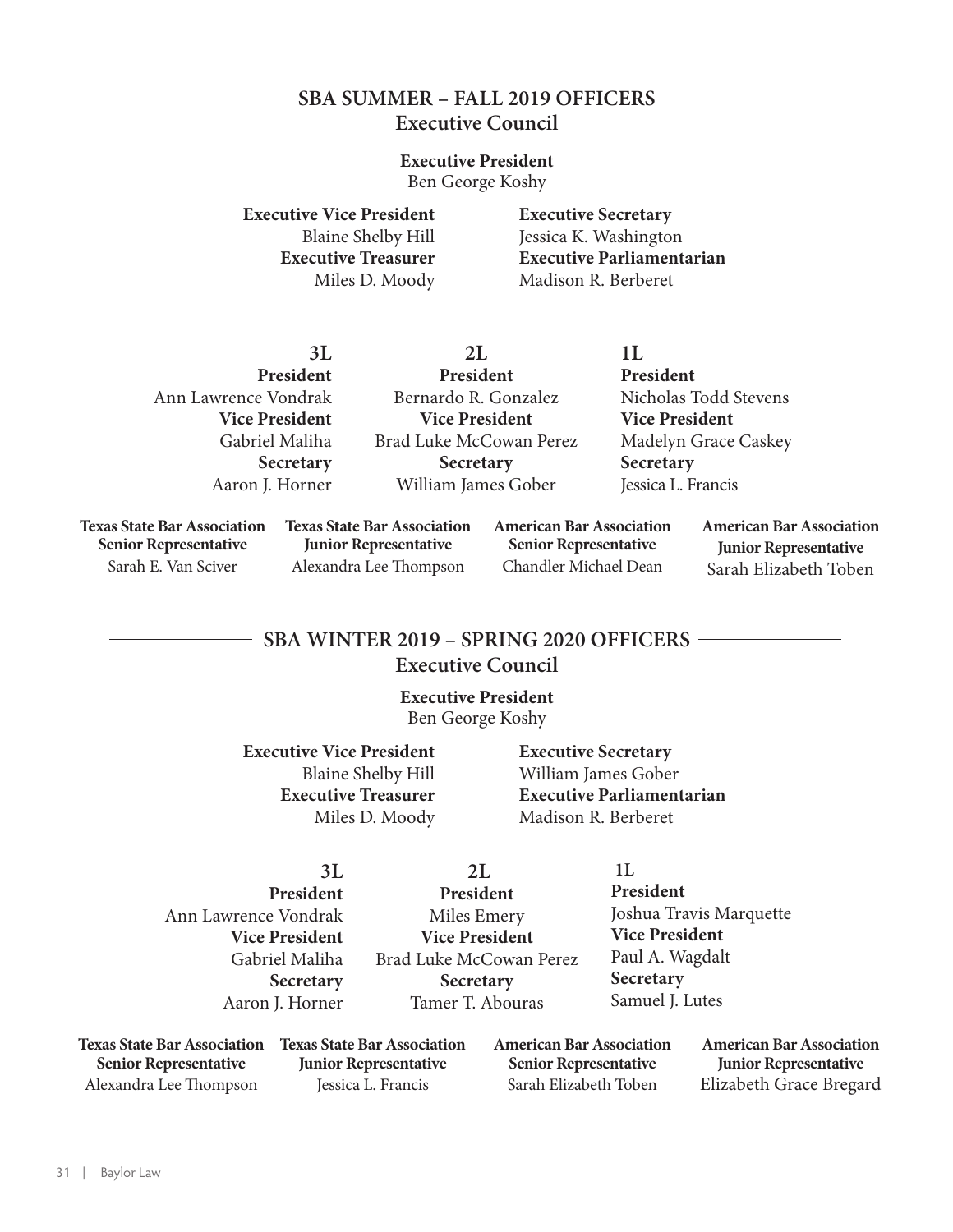## SBA SUMMER – FALL 2019 OFFICERS

### Executive Council

**Executive President**
Ben George Koshy

**Executive Vice President**
Blaine Shelby Hill

**Executive Treasurer**
Miles D. Moody

**Executive Secretary**
Jessica K. Washington

**Executive Parliamentarian**
Madison R. Berberet

| 3L | 2L | 1L |
|---|---|---|
| **President** | **President** | **President** |
| Ann Lawrence Vondrak | Bernardo R. Gonzalez | Nicholas Todd Stevens |
| **Vice President** | **Vice President** | **Vice President** |
| Gabriel Maliha | Brad Luke McCowan Perez | Madelyn Grace Caskey |
| **Secretary** | **Secretary** | **Secretary** |
| Aaron J. Horner | William James Gober | Jessica L. Francis |

| Texas State Bar Association Senior Representative | Texas State Bar Association Junior Representative | American Bar Association Senior Representative | American Bar Association Junior Representative |
|---|---|---|---|
| Sarah E. Van Sciver | Alexandra Lee Thompson | Chandler Michael Dean | Sarah Elizabeth Toben |

## SBA WINTER 2019 – SPRING 2020 OFFICERS

### Executive Council

**Executive President**
Ben George Koshy

**Executive Vice President**
Blaine Shelby Hill

**Executive Treasurer**
Miles D. Moody

**Executive Secretary**
William James Gober

**Executive Parliamentarian**
Madison R. Berberet

| 3L | 2L | 1L |
|---|---|---|
| **President** | **President** | **President** |
| Ann Lawrence Vondrak | Miles Emery | Joshua Travis Marquette |
| **Vice President** | **Vice President** | **Vice President** |
| Gabriel Maliha | Brad Luke McCowan Perez | Paul A. Wagdalt |
| **Secretary** | **Secretary** | **Secretary** |
| Aaron J. Horner | Tamer T. Abouras | Samuel J. Lutes |

| Texas State Bar Association Senior Representative | Texas State Bar Association Junior Representative | American Bar Association Senior Representative | American Bar Association Junior Representative |
|---|---|---|---|
| Alexandra Lee Thompson | Jessica L. Francis | Sarah Elizabeth Toben | Elizabeth Grace Bregard |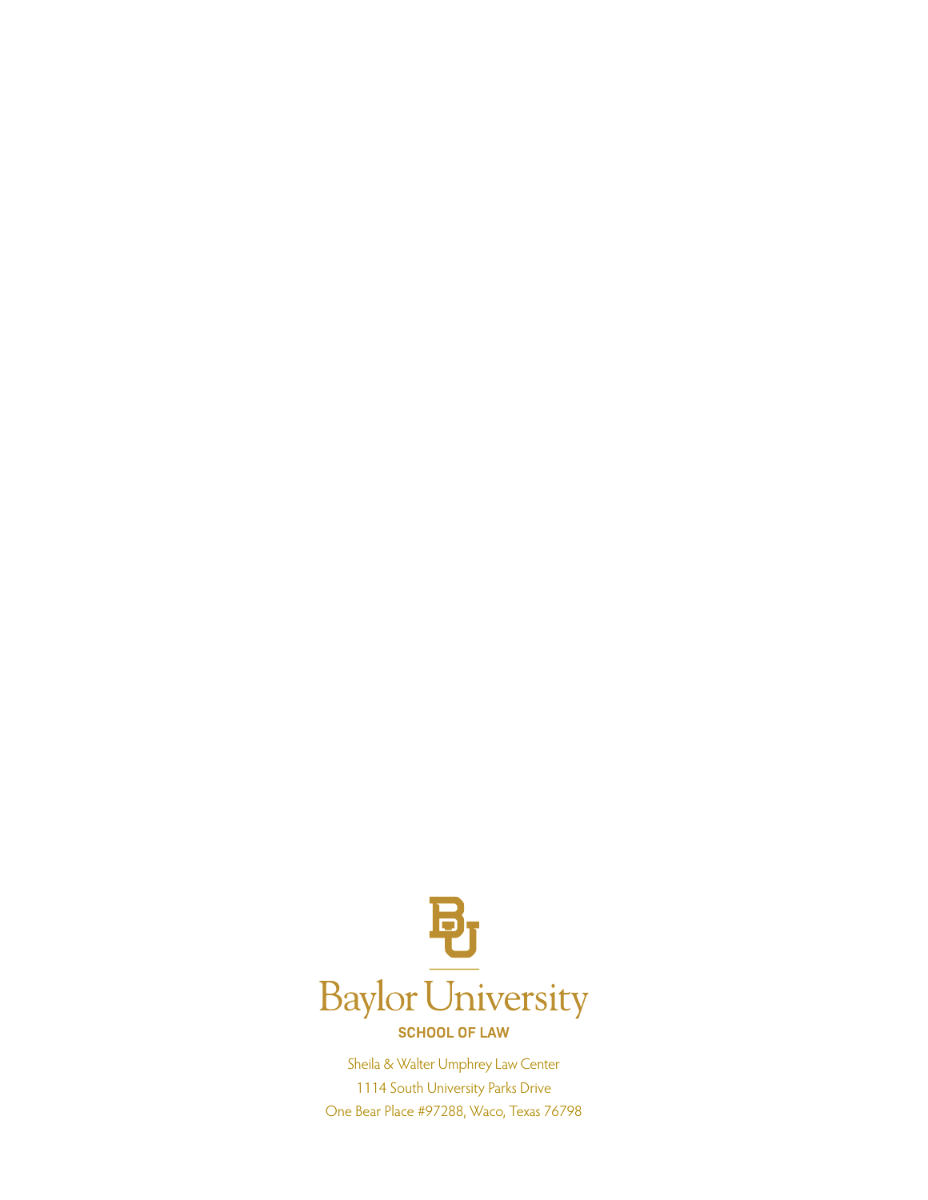Baylor University

SCHOOL OF LAW

Sheila & Walter Umphrey Law Center
1114 South University Parks Drive
One Bear Place #97288, Waco, Texas 76798